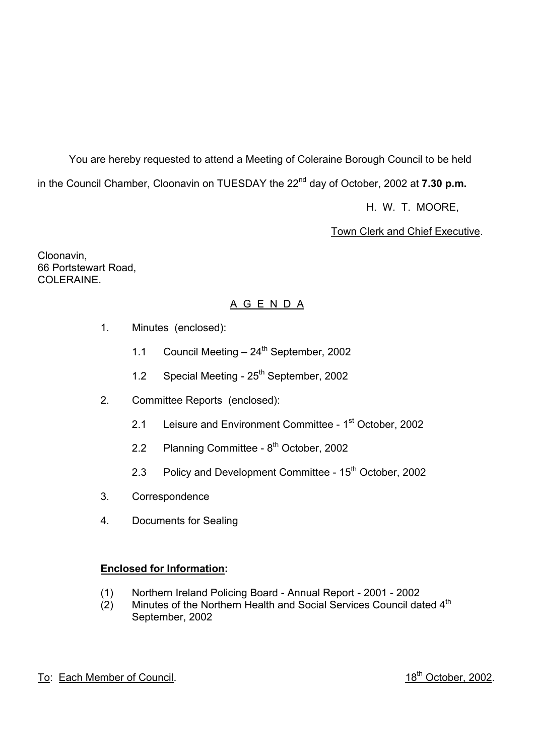You are hereby requested to attend a Meeting of Coleraine Borough Council to be held in the Council Chamber, Cloonavin on TUESDAY the 22nd day of October, 2002 at **7.30 p.m.**

H. W. T. MOORE,

Town Clerk and Chief Executive.

Cloonavin,
66 Portstewart Road,
COLERAINE.

## A G E N D A

1. Minutes (enclosed):
   - 1.1 Council Meeting – 24th September, 2002
   - 1.2 Special Meeting - 25th September, 2002
2. Committee Reports (enclosed):
   - 2.1 Leisure and Environment Committee - 1st October, 2002
   - 2.2 Planning Committee - 8th October, 2002
   - 2.3 Policy and Development Committee - 15th October, 2002
3. Correspondence
4. Documents for Sealing

**Enclosed for Information:**

(1) Northern Ireland Policing Board - Annual Report - 2001 - 2002
(2) Minutes of the Northern Health and Social Services Council dated 4th September, 2002

To: Each Member of Council.

18th October, 2002.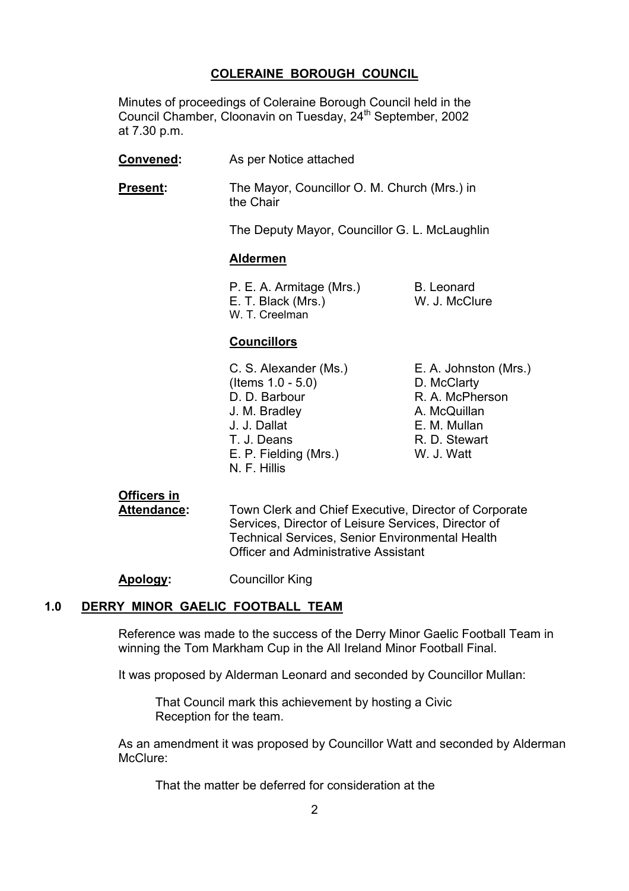## COLERAINE BOROUGH COUNCIL

Minutes of proceedings of Coleraine Borough Council held in the Council Chamber, Cloonavin on Tuesday, 24th September, 2002 at 7.30 p.m.

**Convened:** As per Notice attached

**Present:** The Mayor, Councillor O. M. Church (Mrs.) in the Chair

The Deputy Mayor, Councillor G. L. McLaughlin

**Aldermen**

P. E. A. Armitage (Mrs.)
E. T. Black (Mrs.)
W. T. Creelman
B. Leonard
W. J. McClure

**Councillors**

C. S. Alexander (Ms.) (Items 1.0 - 5.0)
D. D. Barbour
J. M. Bradley
J. J. Dallat
T. J. Deans
E. P. Fielding (Mrs.)
N. F. Hillis
E. A. Johnston (Mrs.)
D. McClarty
R. A. McPherson
A. McQuillan
E. M. Mullan
R. D. Stewart
W. J. Watt

**Officers in Attendance:** Town Clerk and Chief Executive, Director of Corporate Services, Director of Leisure Services, Director of Technical Services, Senior Environmental Health Officer and Administrative Assistant

**Apology:** Councillor King

### 1.0 DERRY MINOR GAELIC FOOTBALL TEAM

Reference was made to the success of the Derry Minor Gaelic Football Team in winning the Tom Markham Cup in the All Ireland Minor Football Final.

It was proposed by Alderman Leonard and seconded by Councillor Mullan:

> That Council mark this achievement by hosting a Civic Reception for the team.

As an amendment it was proposed by Councillor Watt and seconded by Alderman McClure:

> That the matter be deferred for consideration at the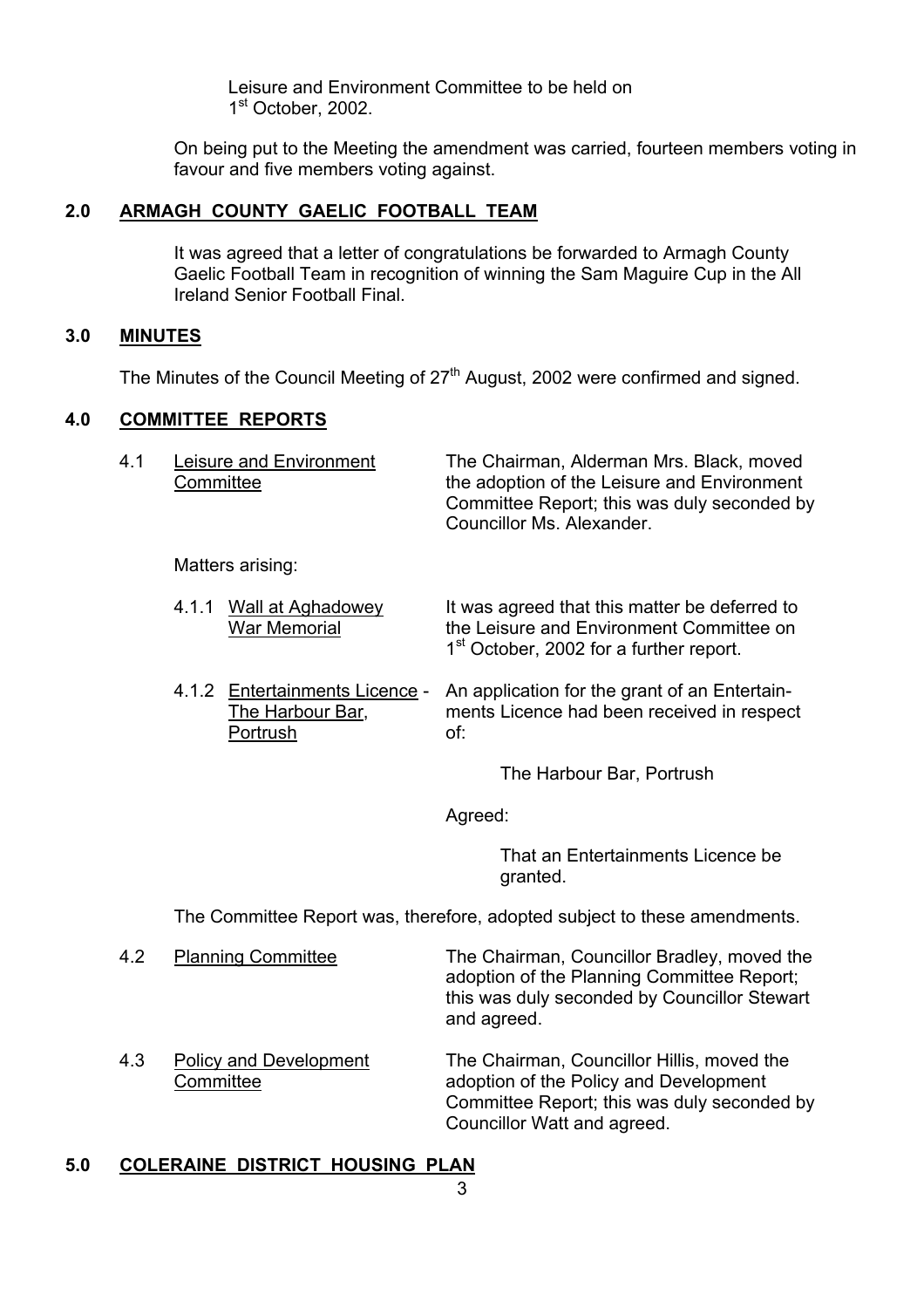Leisure and Environment Committee to be held on 1st October, 2002.

On being put to the Meeting the amendment was carried, fourteen members voting in favour and five members voting against.

## 2.0 ARMAGH COUNTY GAELIC FOOTBALL TEAM

It was agreed that a letter of congratulations be forwarded to Armagh County Gaelic Football Team in recognition of winning the Sam Maguire Cup in the All Ireland Senior Football Final.

## 3.0 MINUTES

The Minutes of the Council Meeting of 27th August, 2002 were confirmed and signed.

## 4.0 COMMITTEE REPORTS

4.1 Leisure and Environment Committee

The Chairman, Alderman Mrs. Black, moved the adoption of the Leisure and Environment Committee Report; this was duly seconded by Councillor Ms. Alexander.

Matters arising:

4.1.1 Wall at Aghadowey War Memorial

It was agreed that this matter be deferred to the Leisure and Environment Committee on 1st October, 2002 for a further report.

4.1.2 Entertainments Licence - The Harbour Bar, Portrush

An application for the grant of an Entertainments Licence had been received in respect of:

The Harbour Bar, Portrush

Agreed:

That an Entertainments Licence be granted.

The Committee Report was, therefore, adopted subject to these amendments.

4.2 Planning Committee

The Chairman, Councillor Bradley, moved the adoption of the Planning Committee Report; this was duly seconded by Councillor Stewart and agreed.

4.3 Policy and Development Committee

The Chairman, Councillor Hillis, moved the adoption of the Policy and Development Committee Report; this was duly seconded by Councillor Watt and agreed.

## 5.0 COLERAINE DISTRICT HOUSING PLAN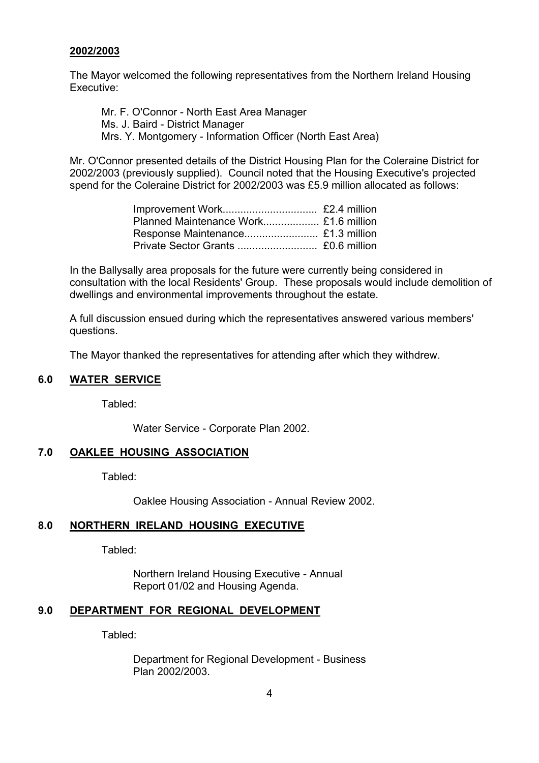**2002/2003**

The Mayor welcomed the following representatives from the Northern Ireland Housing Executive:

Mr. F. O'Connor - North East Area Manager
Ms. J. Baird - District Manager
Mrs. Y. Montgomery - Information Officer (North East Area)

Mr. O'Connor presented details of the District Housing Plan for the Coleraine District for 2002/2003 (previously supplied). Council noted that the Housing Executive's projected spend for the Coleraine District for 2002/2003 was £5.9 million allocated as follows:

| | |
|---|---|
| Improvement Work | £2.4 million |
| Planned Maintenance Work | £1.6 million |
| Response Maintenance | £1.3 million |
| Private Sector Grants | £0.6 million |

In the Ballysally area proposals for the future were currently being considered in consultation with the local Residents' Group. These proposals would include demolition of dwellings and environmental improvements throughout the estate.

A full discussion ensued during which the representatives answered various members' questions.

The Mayor thanked the representatives for attending after which they withdrew.

## 6.0 WATER SERVICE

Tabled:

Water Service - Corporate Plan 2002.

## 7.0 OAKLEE HOUSING ASSOCIATION

Tabled:

Oaklee Housing Association - Annual Review 2002.

## 8.0 NORTHERN IRELAND HOUSING EXECUTIVE

Tabled:

Northern Ireland Housing Executive - Annual Report 01/02 and Housing Agenda.

## 9.0 DEPARTMENT FOR REGIONAL DEVELOPMENT

Tabled:

Department for Regional Development - Business Plan 2002/2003.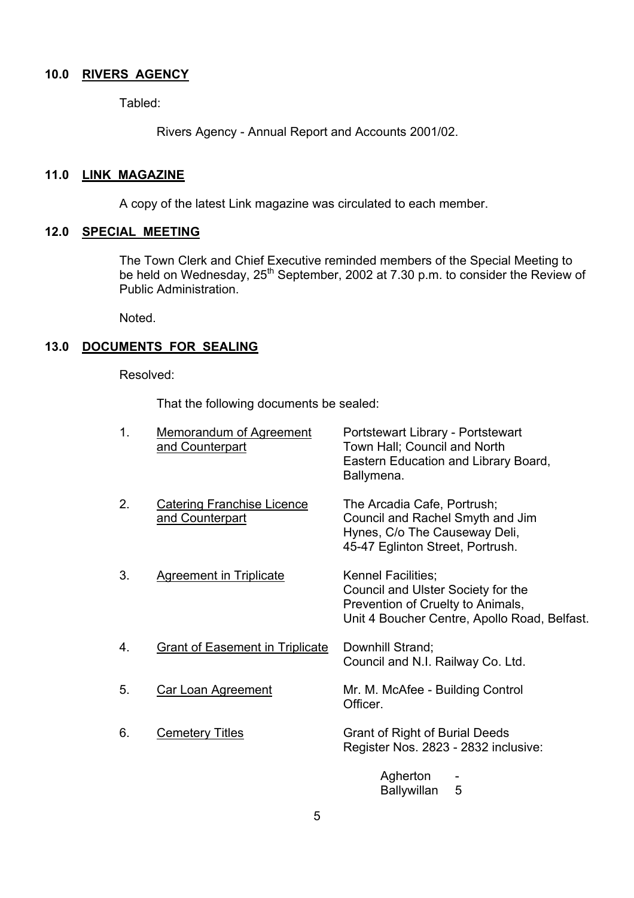## 10.0 RIVERS AGENCY

Tabled:

Rivers Agency - Annual Report and Accounts 2001/02.

## 11.0 LINK MAGAZINE

A copy of the latest Link magazine was circulated to each member.

## 12.0 SPECIAL MEETING

The Town Clerk and Chief Executive reminded members of the Special Meeting to be held on Wednesday, 25th September, 2002 at 7.30 p.m. to consider the Review of Public Administration.

Noted.

## 13.0 DOCUMENTS FOR SEALING

Resolved:

That the following documents be sealed:

| | | |
|---|---|---|
| 1. | Memorandum of Agreement and Counterpart | Portstewart Library - Portstewart Town Hall; Council and North Eastern Education and Library Board, Ballymena. |
| 2. | Catering Franchise Licence and Counterpart | The Arcadia Cafe, Portrush; Council and Rachel Smyth and Jim Hynes, C/o The Causeway Deli, 45-47 Eglinton Street, Portrush. |
| 3. | Agreement in Triplicate | Kennel Facilities; Council and Ulster Society for the Prevention of Cruelty to Animals, Unit 4 Boucher Centre, Apollo Road, Belfast. |
| 4. | Grant of Easement in Triplicate | Downhill Strand; Council and N.I. Railway Co. Ltd. |
| 5. | Car Loan Agreement | Mr. M. McAfee - Building Control Officer. |
| 6. | Cemetery Titles | Grant of Right of Burial Deeds Register Nos. 2823 - 2832 inclusive: |

| | |
|---|---|
| Agherton | - |
| Ballywillan | 5 |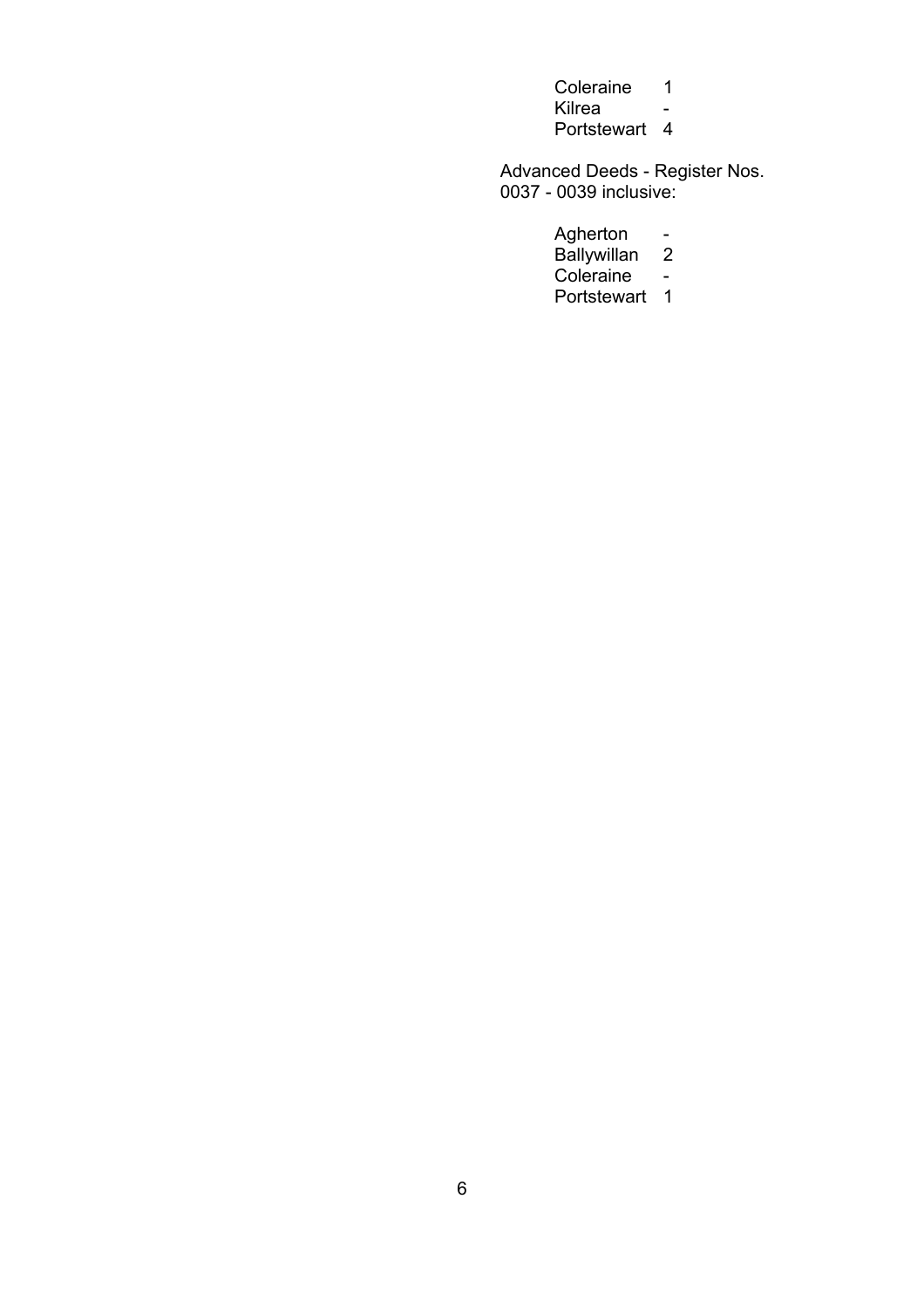| | |
|---|---|
| Coleraine | 1 |
| Kilrea | - |
| Portstewart | 4 |

Advanced Deeds - Register Nos. 0037 - 0039 inclusive:

| | |
|---|---|
| Agherton | - |
| Ballywillan | 2 |
| Coleraine | - |
| Portstewart | 1 |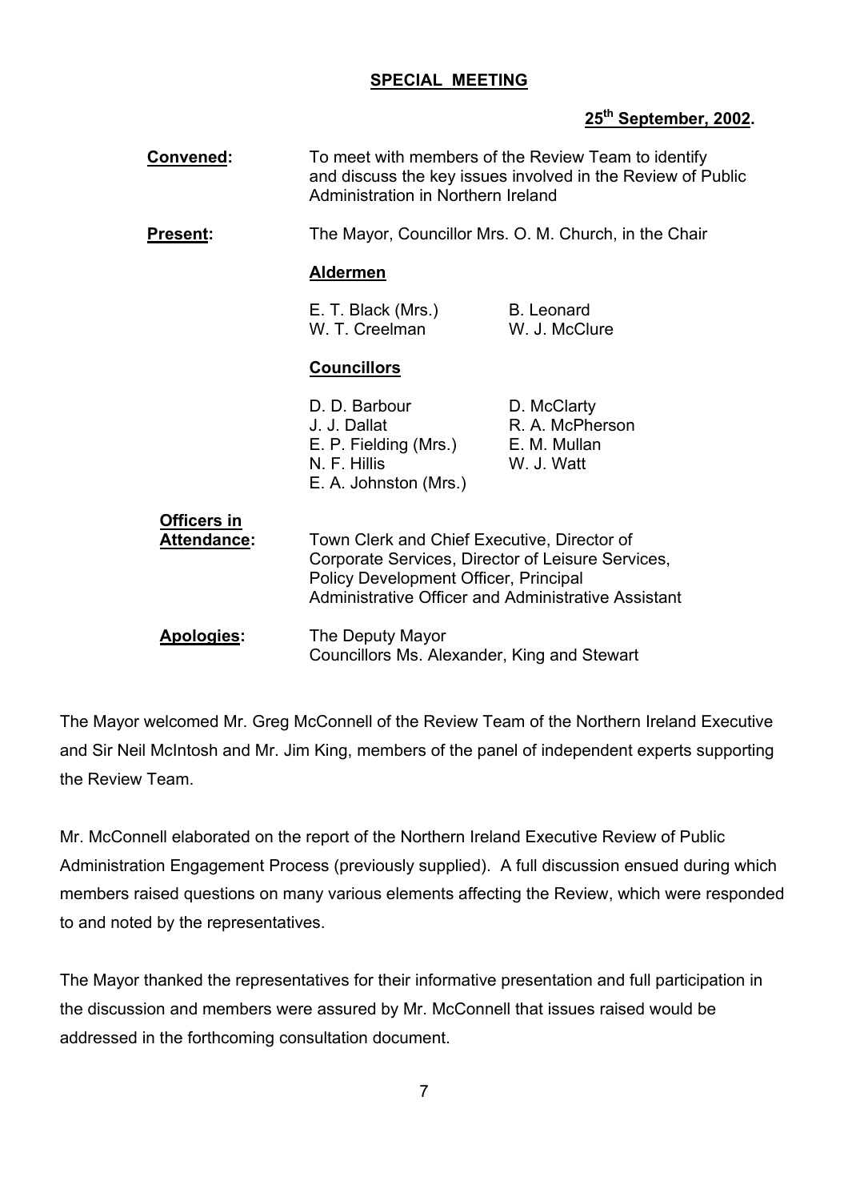## **SPECIAL MEETING**

**25th September, 2002.**

**Convened:** To meet with members of the Review Team to identify and discuss the key issues involved in the Review of Public Administration in Northern Ireland

**Present:** The Mayor, Councillor Mrs. O. M. Church, in the Chair

**Aldermen**

| | |
|---|---|
| E. T. Black (Mrs.) | B. Leonard |
| W. T. Creelman | W. J. McClure |

**Councillors**

| | |
|---|---|
| D. D. Barbour | D. McClarty |
| J. J. Dallat | R. A. McPherson |
| E. P. Fielding (Mrs.) | E. M. Mullan |
| N. F. Hillis | W. J. Watt |
| E. A. Johnston (Mrs.) | |

**Officers in Attendance:** Town Clerk and Chief Executive, Director of Corporate Services, Director of Leisure Services, Policy Development Officer, Principal Administrative Officer and Administrative Assistant

**Apologies:** The Deputy Mayor
Councillors Ms. Alexander, King and Stewart

The Mayor welcomed Mr. Greg McConnell of the Review Team of the Northern Ireland Executive and Sir Neil McIntosh and Mr. Jim King, members of the panel of independent experts supporting the Review Team.

Mr. McConnell elaborated on the report of the Northern Ireland Executive Review of Public Administration Engagement Process (previously supplied). A full discussion ensued during which members raised questions on many various elements affecting the Review, which were responded to and noted by the representatives.

The Mayor thanked the representatives for their informative presentation and full participation in the discussion and members were assured by Mr. McConnell that issues raised would be addressed in the forthcoming consultation document.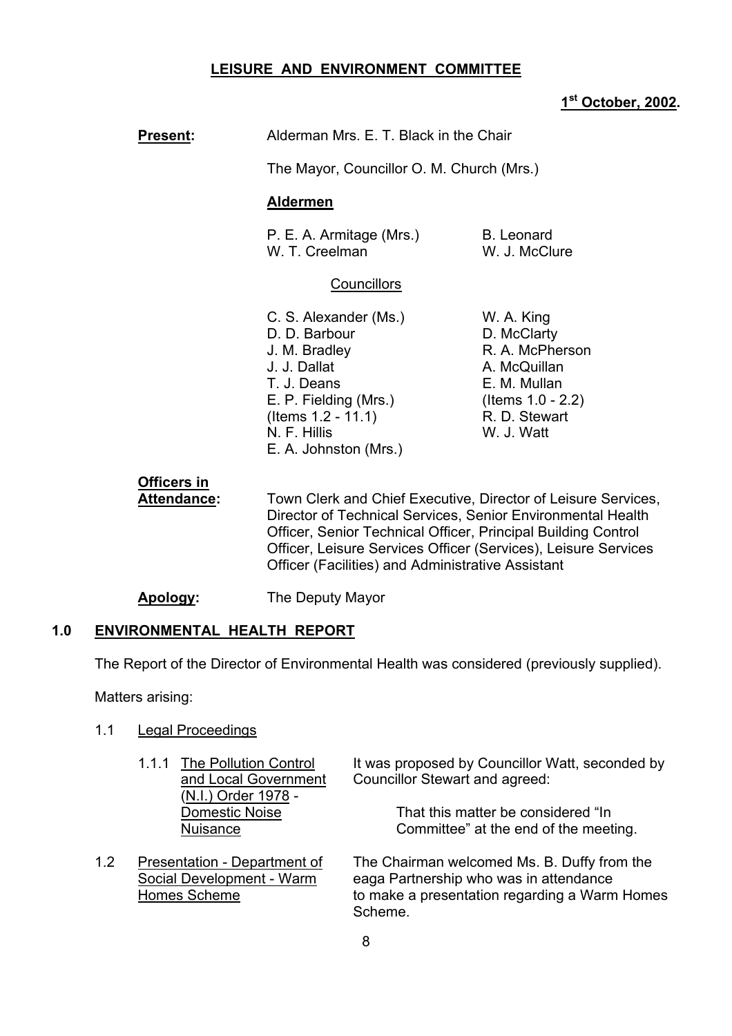# LEISURE AND ENVIRONMENT COMMITTEE

**1st October, 2002.**

**Present:** Alderman Mrs. E. T. Black in the Chair

The Mayor, Councillor O. M. Church (Mrs.)

**Aldermen**

P. E. A. Armitage (Mrs.)
W. T. Creelman
B. Leonard
W. J. McClure

Councillors

C. S. Alexander (Ms.)
D. D. Barbour
J. M. Bradley
J. J. Dallat
T. J. Deans
E. P. Fielding (Mrs.) (Items 1.2 - 11.1)
N. F. Hillis
E. A. Johnston (Mrs.)
W. A. King
D. McClarty
R. A. McPherson
A. McQuillan
E. M. Mullan (Items 1.0 - 2.2)
R. D. Stewart
W. J. Watt

**Officers in Attendance:** Town Clerk and Chief Executive, Director of Leisure Services, Director of Technical Services, Senior Environmental Health Officer, Senior Technical Officer, Principal Building Control Officer, Leisure Services Officer (Services), Leisure Services Officer (Facilities) and Administrative Assistant

**Apology:** The Deputy Mayor

## 1.0 ENVIRONMENTAL HEALTH REPORT

The Report of the Director of Environmental Health was considered (previously supplied).

Matters arising:

1.1 Legal Proceedings

1.1.1 The Pollution Control and Local Government (N.I.) Order 1978 - Domestic Noise Nuisance

It was proposed by Councillor Watt, seconded by Councillor Stewart and agreed:

> That this matter be considered "In Committee" at the end of the meeting.

1.2 Presentation - Department of Social Development - Warm Homes Scheme

The Chairman welcomed Ms. B. Duffy from the eaga Partnership who was in attendance to make a presentation regarding a Warm Homes Scheme.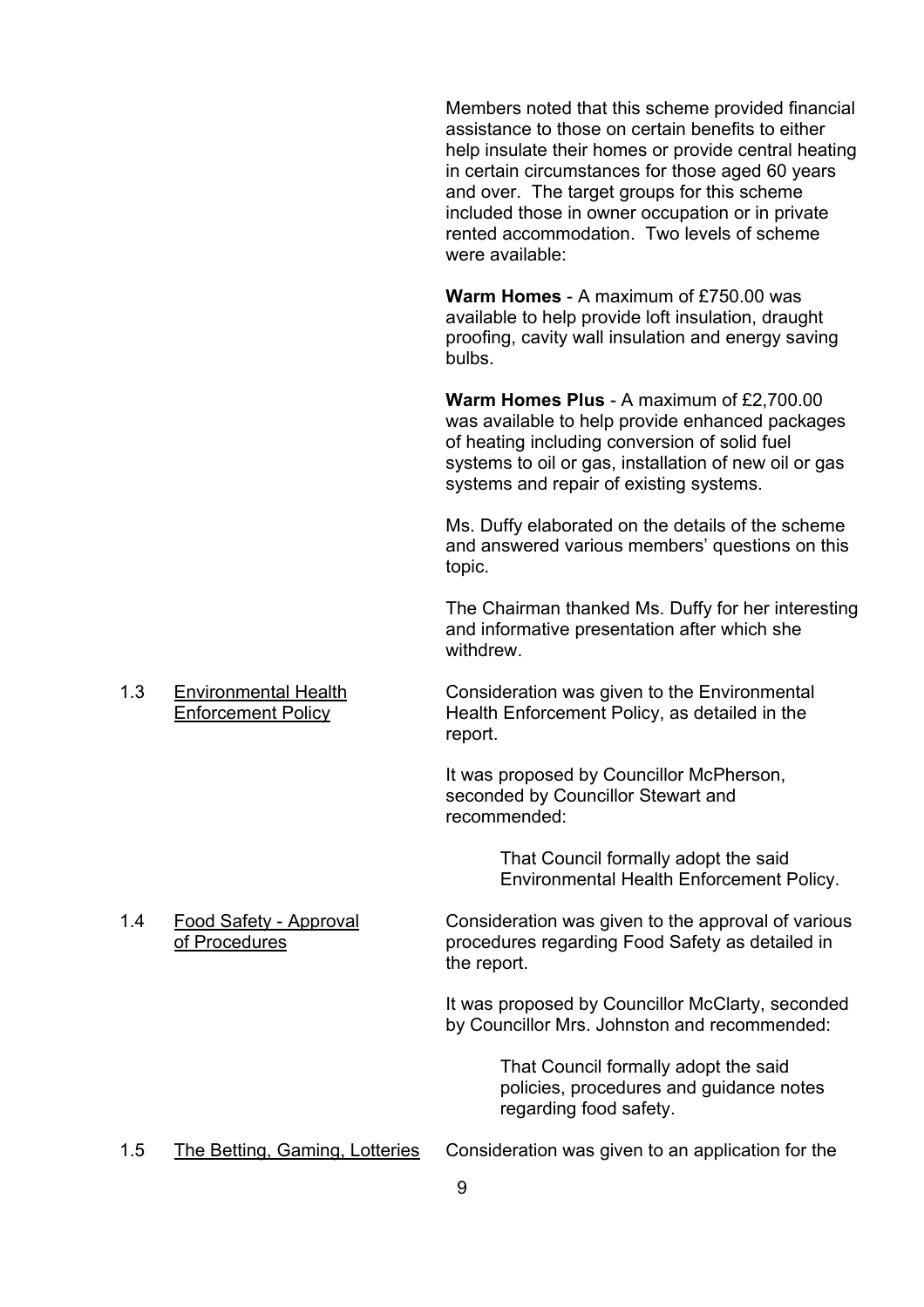Members noted that this scheme provided financial assistance to those on certain benefits to either help insulate their homes or provide central heating in certain circumstances for those aged 60 years and over. The target groups for this scheme included those in owner occupation or in private rented accommodation. Two levels of scheme were available:

**Warm Homes** - A maximum of £750.00 was available to help provide loft insulation, draught proofing, cavity wall insulation and energy saving bulbs.

**Warm Homes Plus** - A maximum of £2,700.00 was available to help provide enhanced packages of heating including conversion of solid fuel systems to oil or gas, installation of new oil or gas systems and repair of existing systems.

Ms. Duffy elaborated on the details of the scheme and answered various members' questions on this topic.

The Chairman thanked Ms. Duffy for her interesting and informative presentation after which she withdrew.

1.3 Environmental Health Enforcement Policy

Consideration was given to the Environmental Health Enforcement Policy, as detailed in the report.

It was proposed by Councillor McPherson, seconded by Councillor Stewart and recommended:

> That Council formally adopt the said Environmental Health Enforcement Policy.

1.4 Food Safety - Approval of Procedures

Consideration was given to the approval of various procedures regarding Food Safety as detailed in the report.

It was proposed by Councillor McClarty, seconded by Councillor Mrs. Johnston and recommended:

> That Council formally adopt the said policies, procedures and guidance notes regarding food safety.

1.5 The Betting, Gaming, Lotteries

Consideration was given to an application for the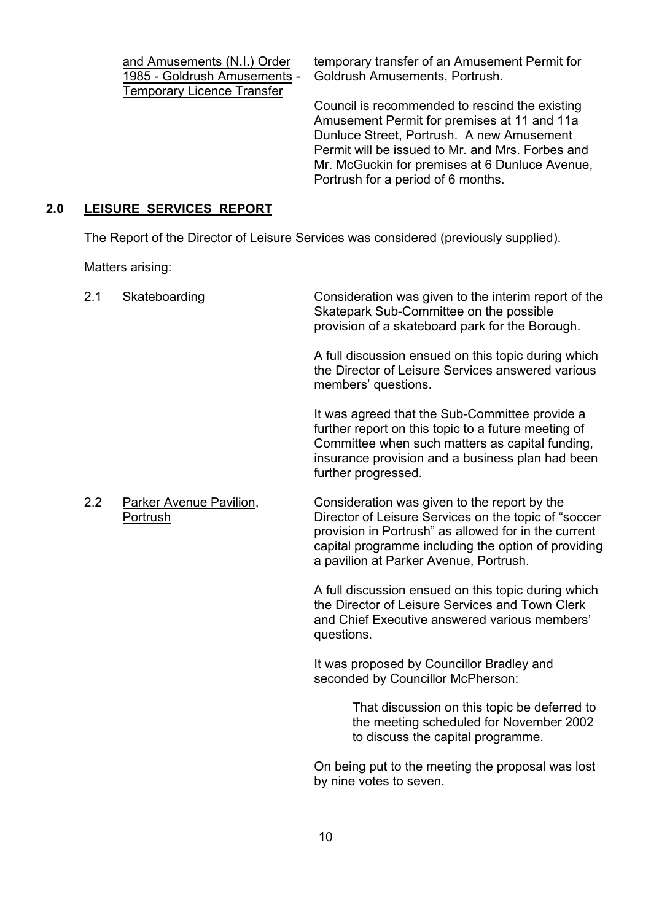and Amusements (N.I.) Order 1985 - Goldrush Amusements - Temporary Licence Transfer

temporary transfer of an Amusement Permit for Goldrush Amusements, Portrush.

Council is recommended to rescind the existing Amusement Permit for premises at 11 and 11a Dunluce Street, Portrush. A new Amusement Permit will be issued to Mr. and Mrs. Forbes and Mr. McGuckin for premises at 6 Dunluce Avenue, Portrush for a period of 6 months.

## 2.0 LEISURE SERVICES REPORT

The Report of the Director of Leisure Services was considered (previously supplied).

Matters arising:

2.1 Skateboarding

Consideration was given to the interim report of the Skatepark Sub-Committee on the possible provision of a skateboard park for the Borough.

A full discussion ensued on this topic during which the Director of Leisure Services answered various members' questions.

It was agreed that the Sub-Committee provide a further report on this topic to a future meeting of Committee when such matters as capital funding, insurance provision and a business plan had been further progressed.

2.2 Parker Avenue Pavilion, Portrush

Consideration was given to the report by the Director of Leisure Services on the topic of "soccer provision in Portrush" as allowed for in the current capital programme including the option of providing a pavilion at Parker Avenue, Portrush.

A full discussion ensued on this topic during which the Director of Leisure Services and Town Clerk and Chief Executive answered various members' questions.

It was proposed by Councillor Bradley and seconded by Councillor McPherson:

> That discussion on this topic be deferred to the meeting scheduled for November 2002 to discuss the capital programme.

On being put to the meeting the proposal was lost by nine votes to seven.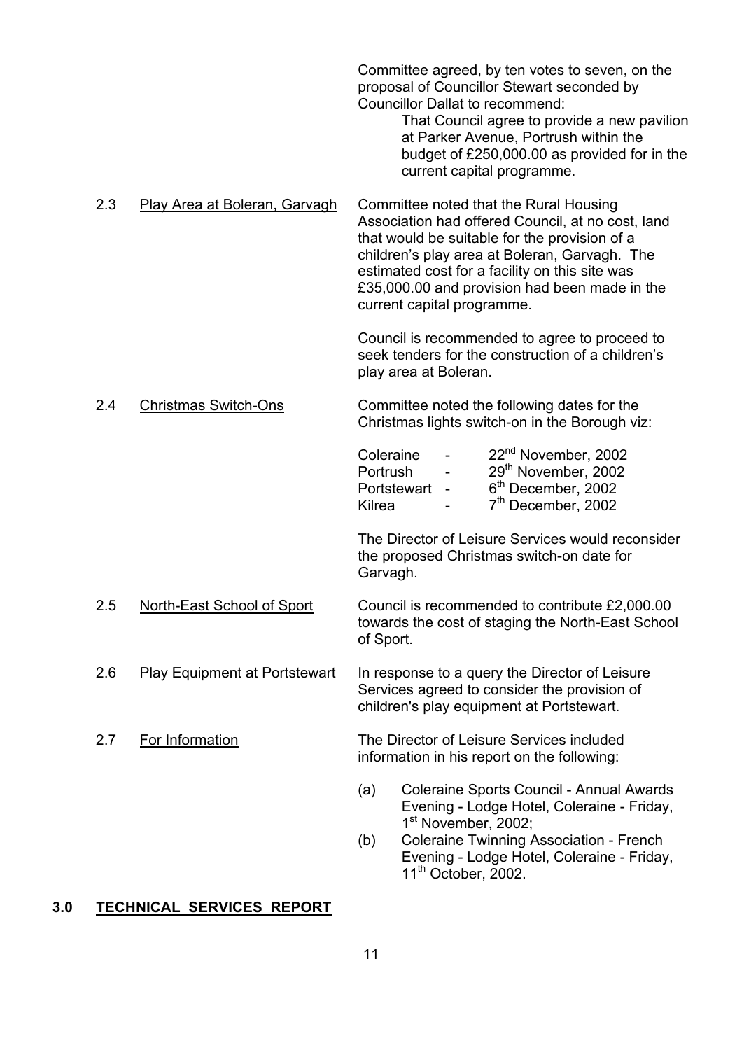Committee agreed, by ten votes to seven, on the proposal of Councillor Stewart seconded by Councillor Dallat to recommend:

> That Council agree to provide a new pavilion at Parker Avenue, Portrush within the budget of £250,000.00 as provided for in the current capital programme.

2.3 Play Area at Boleran, Garvagh

Committee noted that the Rural Housing Association had offered Council, at no cost, land that would be suitable for the provision of a children's play area at Boleran, Garvagh. The estimated cost for a facility on this site was £35,000.00 and provision had been made in the current capital programme.

Council is recommended to agree to proceed to seek tenders for the construction of a children's play area at Boleran.

2.4 Christmas Switch-Ons

Committee noted the following dates for the Christmas lights switch-on in the Borough viz:

| | | |
|---|---|---|
| Coleraine | - | 22nd November, 2002 |
| Portrush | - | 29th November, 2002 |
| Portstewart | - | 6th December, 2002 |
| Kilrea | - | 7th December, 2002 |

The Director of Leisure Services would reconsider the proposed Christmas switch-on date for Garvagh.

2.5 North-East School of Sport

Council is recommended to contribute £2,000.00 towards the cost of staging the North-East School of Sport.

2.6 Play Equipment at Portstewart

In response to a query the Director of Leisure Services agreed to consider the provision of children's play equipment at Portstewart.

2.7 For Information

The Director of Leisure Services included information in his report on the following:

(a) Coleraine Sports Council - Annual Awards Evening - Lodge Hotel, Coleraine - Friday, 1st November, 2002;

(b) Coleraine Twinning Association - French Evening - Lodge Hotel, Coleraine - Friday, 11th October, 2002.

## 3.0 TECHNICAL SERVICES REPORT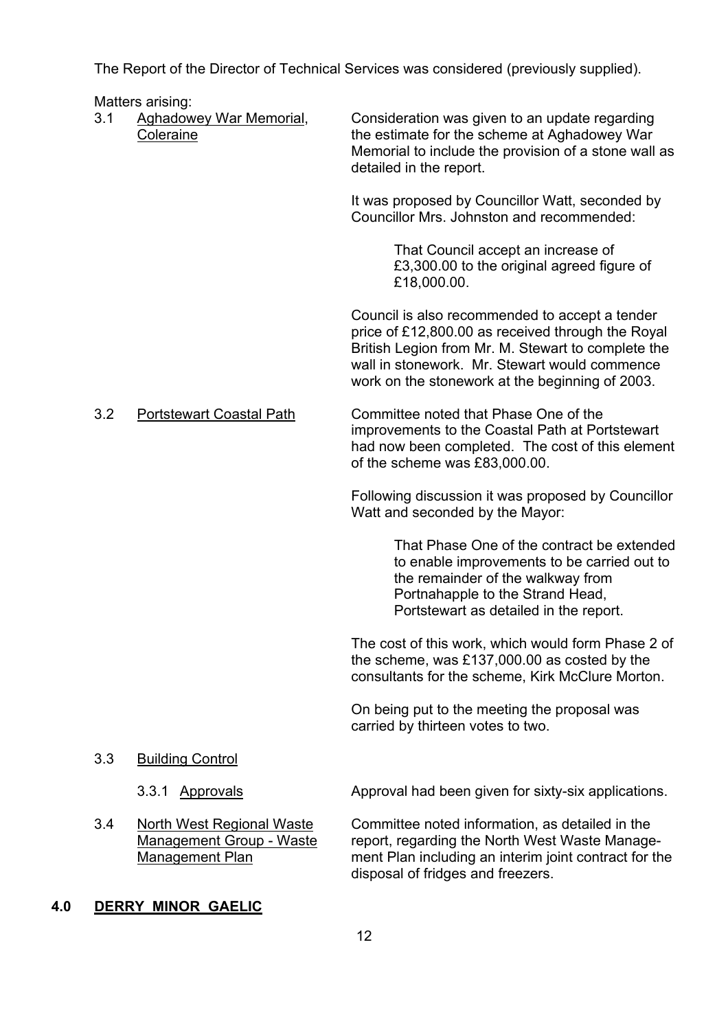The Report of the Director of Technical Services was considered (previously supplied).

Matters arising:

3.1 <u>Aghadowey War Memorial, Coleraine</u>

Consideration was given to an update regarding the estimate for the scheme at Aghadowey War Memorial to include the provision of a stone wall as detailed in the report.

It was proposed by Councillor Watt, seconded by Councillor Mrs. Johnston and recommended:

> That Council accept an increase of £3,300.00 to the original agreed figure of £18,000.00.

Council is also recommended to accept a tender price of £12,800.00 as received through the Royal British Legion from Mr. M. Stewart to complete the wall in stonework. Mr. Stewart would commence work on the stonework at the beginning of 2003.

3.2 <u>Portstewart Coastal Path</u>

Committee noted that Phase One of the improvements to the Coastal Path at Portstewart had now been completed. The cost of this element of the scheme was £83,000.00.

Following discussion it was proposed by Councillor Watt and seconded by the Mayor:

> That Phase One of the contract be extended to enable improvements to be carried out to the remainder of the walkway from Portnahapple to the Strand Head, Portstewart as detailed in the report.

The cost of this work, which would form Phase 2 of the scheme, was £137,000.00 as costed by the consultants for the scheme, Kirk McClure Morton.

On being put to the meeting the proposal was carried by thirteen votes to two.

3.3 <u>Building Control</u>

3.3.1 <u>Approvals</u>

Approval had been given for sixty-six applications.

3.4 <u>North West Regional Waste Management Group - Waste Management Plan</u>

Committee noted information, as detailed in the report, regarding the North West Waste Management Plan including an interim joint contract for the disposal of fridges and freezers.

## 4.0 <u>DERRY MINOR GAELIC</u>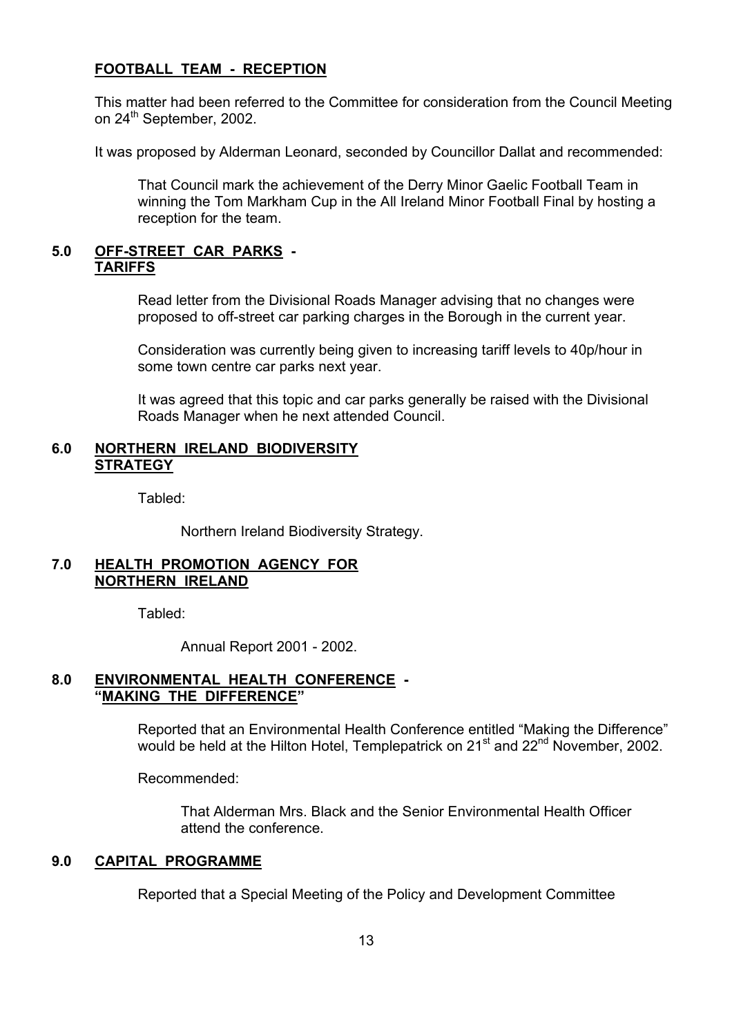**FOOTBALL TEAM - RECEPTION**

This matter had been referred to the Committee for consideration from the Council Meeting on 24th September, 2002.

It was proposed by Alderman Leonard, seconded by Councillor Dallat and recommended:

> That Council mark the achievement of the Derry Minor Gaelic Football Team in winning the Tom Markham Cup in the All Ireland Minor Football Final by hosting a reception for the team.

## 5.0 OFF-STREET CAR PARKS - TARIFFS

Read letter from the Divisional Roads Manager advising that no changes were proposed to off-street car parking charges in the Borough in the current year.

Consideration was currently being given to increasing tariff levels to 40p/hour in some town centre car parks next year.

It was agreed that this topic and car parks generally be raised with the Divisional Roads Manager when he next attended Council.

## 6.0 NORTHERN IRELAND BIODIVERSITY STRATEGY

Tabled:

> Northern Ireland Biodiversity Strategy.

## 7.0 HEALTH PROMOTION AGENCY FOR NORTHERN IRELAND

Tabled:

> Annual Report 2001 - 2002.

## 8.0 ENVIRONMENTAL HEALTH CONFERENCE - "MAKING THE DIFFERENCE"

Reported that an Environmental Health Conference entitled "Making the Difference" would be held at the Hilton Hotel, Templepatrick on 21st and 22nd November, 2002.

Recommended:

> That Alderman Mrs. Black and the Senior Environmental Health Officer attend the conference.

## 9.0 CAPITAL PROGRAMME

Reported that a Special Meeting of the Policy and Development Committee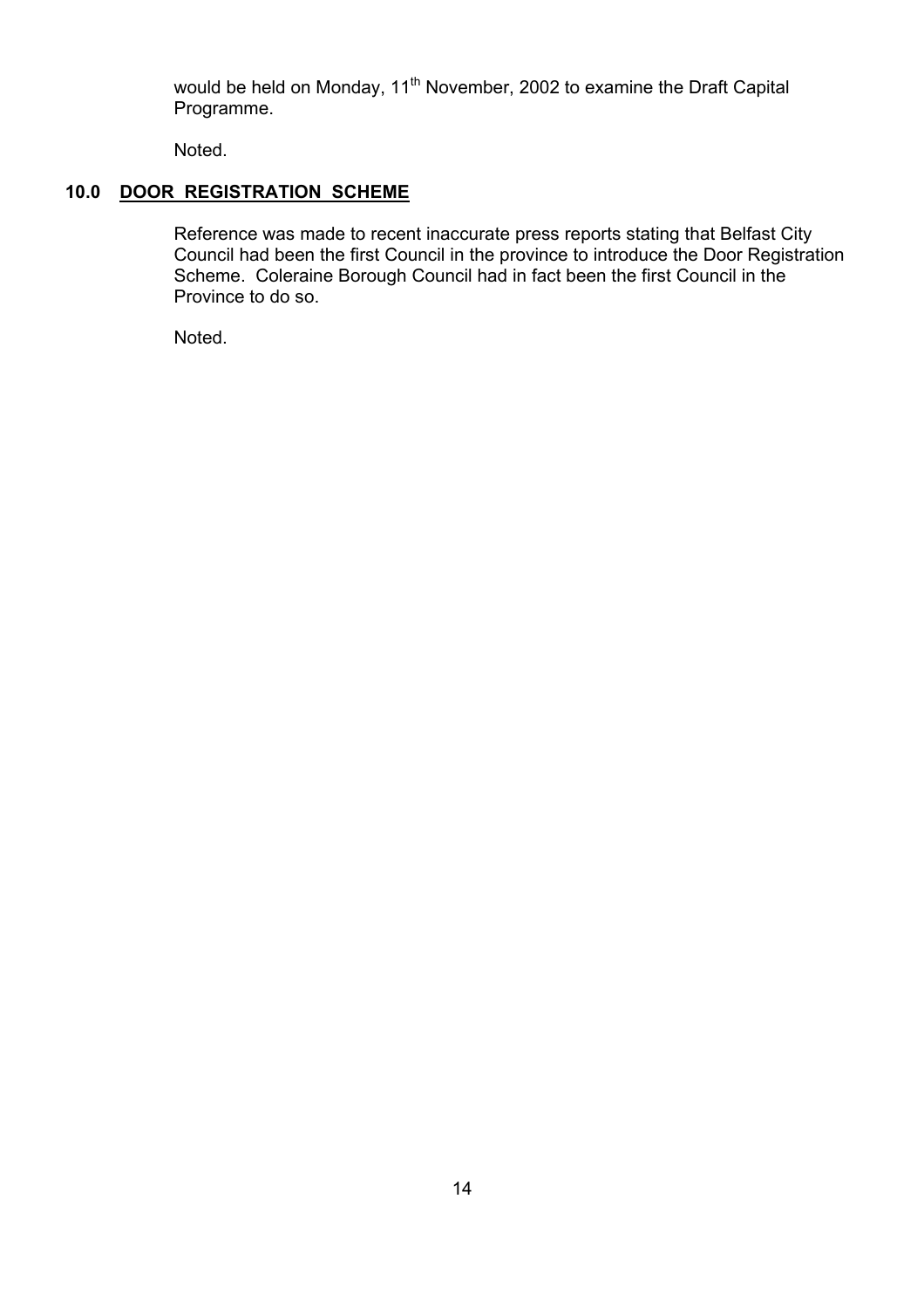would be held on Monday, 11th November, 2002 to examine the Draft Capital Programme.

Noted.

## 10.0 DOOR REGISTRATION SCHEME

Reference was made to recent inaccurate press reports stating that Belfast City Council had been the first Council in the province to introduce the Door Registration Scheme. Coleraine Borough Council had in fact been the first Council in the Province to do so.

Noted.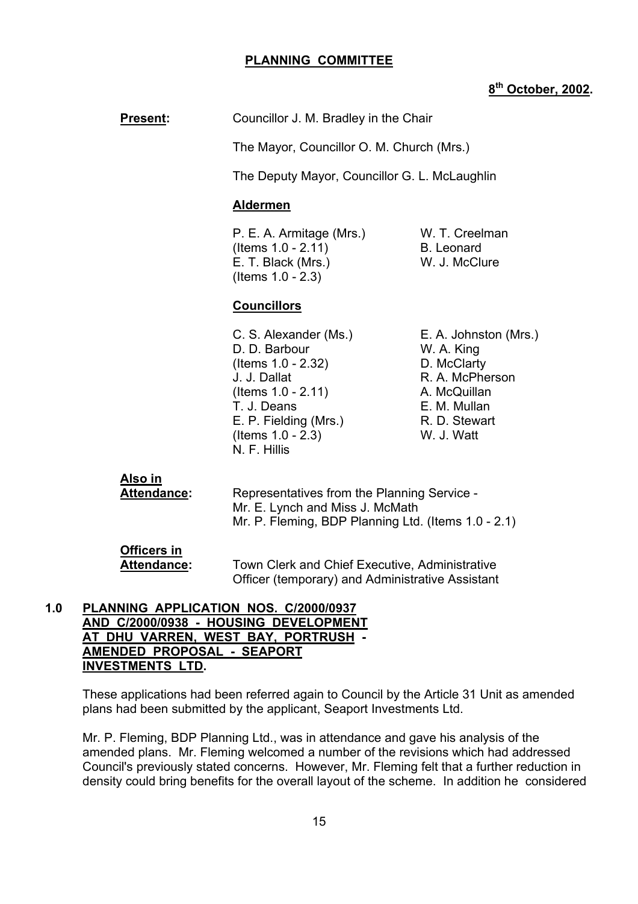## PLANNING COMMITTEE

**8th October, 2002.**

**Present:** Councillor J. M. Bradley in the Chair

The Mayor, Councillor O. M. Church (Mrs.)

The Deputy Mayor, Councillor G. L. McLaughlin

**Aldermen**

P. E. A. Armitage (Mrs.) (Items 1.0 - 2.11)
E. T. Black (Mrs.) (Items 1.0 - 2.3)
W. T. Creelman
B. Leonard
W. J. McClure

**Councillors**

C. S. Alexander (Ms.)
D. D. Barbour (Items 1.0 - 2.32)
J. J. Dallat (Items 1.0 - 2.11)
T. J. Deans
E. P. Fielding (Mrs.) (Items 1.0 - 2.3)
N. F. Hillis
E. A. Johnston (Mrs.)
W. A. King
D. McClarty
R. A. McPherson
A. McQuillan
E. M. Mullan
R. D. Stewart
W. J. Watt

**Also in Attendance:** Representatives from the Planning Service - Mr. E. Lynch and Miss J. McMath
Mr. P. Fleming, BDP Planning Ltd. (Items 1.0 - 2.1)

**Officers in Attendance:** Town Clerk and Chief Executive, Administrative Officer (temporary) and Administrative Assistant

### 1.0 PLANNING APPLICATION NOS. C/2000/0937 AND C/2000/0938 - HOUSING DEVELOPMENT AT DHU VARREN, WEST BAY, PORTRUSH - AMENDED PROPOSAL - SEAPORT INVESTMENTS LTD.

These applications had been referred again to Council by the Article 31 Unit as amended plans had been submitted by the applicant, Seaport Investments Ltd.

Mr. P. Fleming, BDP Planning Ltd., was in attendance and gave his analysis of the amended plans. Mr. Fleming welcomed a number of the revisions which had addressed Council's previously stated concerns. However, Mr. Fleming felt that a further reduction in density could bring benefits for the overall layout of the scheme. In addition he considered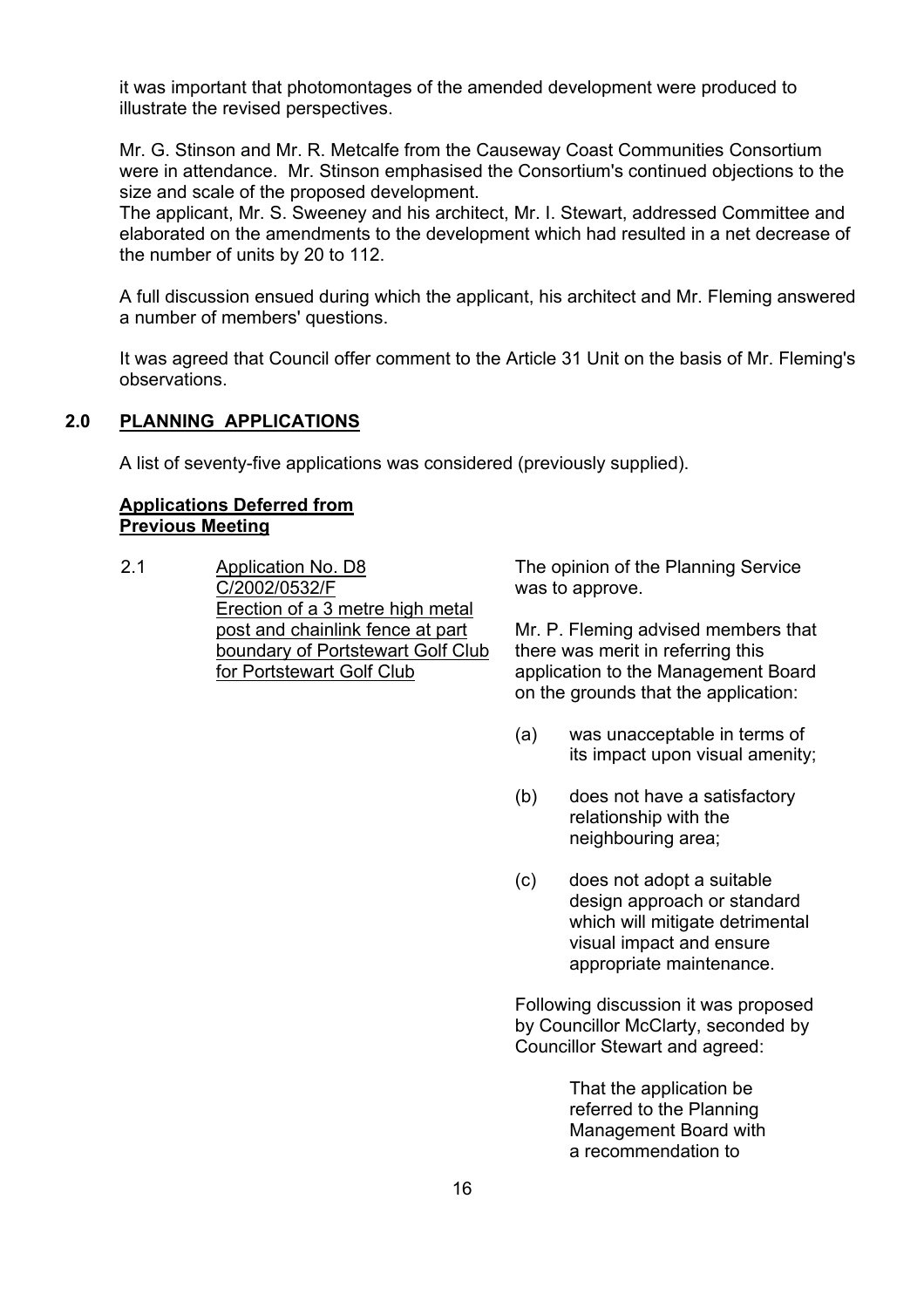it was important that photomontages of the amended development were produced to illustrate the revised perspectives.

Mr. G. Stinson and Mr. R. Metcalfe from the Causeway Coast Communities Consortium were in attendance. Mr. Stinson emphasised the Consortium's continued objections to the size and scale of the proposed development.
The applicant, Mr. S. Sweeney and his architect, Mr. I. Stewart, addressed Committee and elaborated on the amendments to the development which had resulted in a net decrease of the number of units by 20 to 112.

A full discussion ensued during which the applicant, his architect and Mr. Fleming answered a number of members' questions.

It was agreed that Council offer comment to the Article 31 Unit on the basis of Mr. Fleming's observations.

## 2.0 PLANNING APPLICATIONS

A list of seventy-five applications was considered (previously supplied).

### Applications Deferred from Previous Meeting

2.1 Application No. D8 C/2002/0532/F
Erection of a 3 metre high metal post and chainlink fence at part boundary of Portstewart Golf Club for Portstewart Golf Club

The opinion of the Planning Service was to approve.

Mr. P. Fleming advised members that there was merit in referring this application to the Management Board on the grounds that the application:

(a) was unacceptable in terms of its impact upon visual amenity;

(b) does not have a satisfactory relationship with the neighbouring area;

(c) does not adopt a suitable design approach or standard which will mitigate detrimental visual impact and ensure appropriate maintenance.

Following discussion it was proposed by Councillor McClarty, seconded by Councillor Stewart and agreed:

> That the application be referred to the Planning Management Board with a recommendation to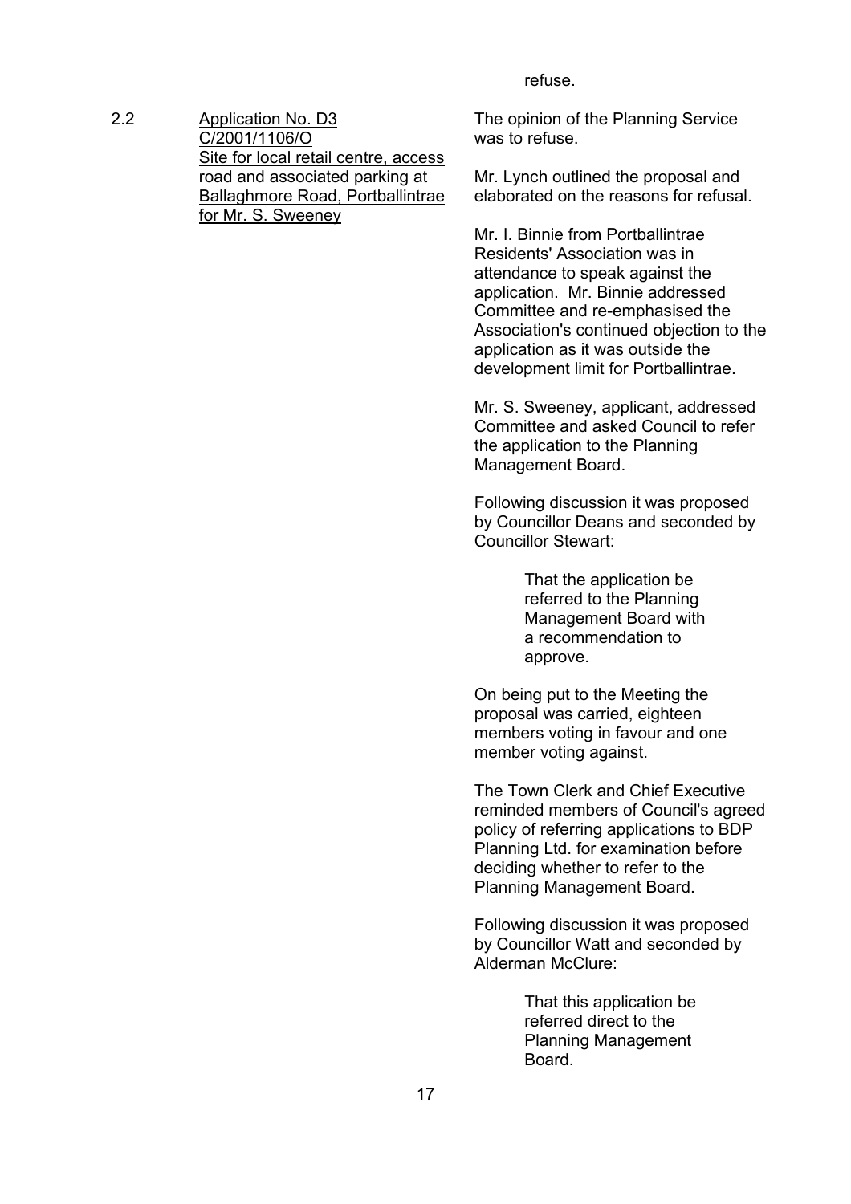refuse.

2.2 <u>Application No. D3 C/2001/1106/O Site for local retail centre, access road and associated parking at Ballaghmore Road, Portballintrae for Mr. S. Sweeney</u>

The opinion of the Planning Service was to refuse.

Mr. Lynch outlined the proposal and elaborated on the reasons for refusal.

Mr. I. Binnie from Portballintrae Residents' Association was in attendance to speak against the application. Mr. Binnie addressed Committee and re-emphasised the Association's continued objection to the application as it was outside the development limit for Portballintrae.

Mr. S. Sweeney, applicant, addressed Committee and asked Council to refer the application to the Planning Management Board.

Following discussion it was proposed by Councillor Deans and seconded by Councillor Stewart:

> That the application be referred to the Planning Management Board with a recommendation to approve.

On being put to the Meeting the proposal was carried, eighteen members voting in favour and one member voting against.

The Town Clerk and Chief Executive reminded members of Council's agreed policy of referring applications to BDP Planning Ltd. for examination before deciding whether to refer to the Planning Management Board.

Following discussion it was proposed by Councillor Watt and seconded by Alderman McClure:

> That this application be referred direct to the Planning Management Board.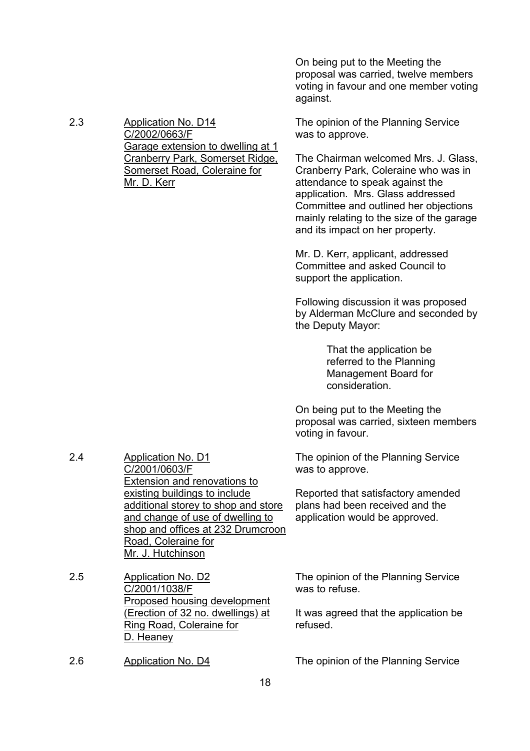On being put to the Meeting the proposal was carried, twelve members voting in favour and one member voting against.

2.3 Application No. D14
C/2002/0663/F
Garage extension to dwelling at 1 Cranberry Park, Somerset Ridge, Somerset Road, Coleraine for Mr. D. Kerr

The opinion of the Planning Service was to approve.

The Chairman welcomed Mrs. J. Glass, Cranberry Park, Coleraine who was in attendance to speak against the application. Mrs. Glass addressed Committee and outlined her objections mainly relating to the size of the garage and its impact on her property.

Mr. D. Kerr, applicant, addressed Committee and asked Council to support the application.

Following discussion it was proposed by Alderman McClure and seconded by the Deputy Mayor:

> That the application be referred to the Planning Management Board for consideration.

On being put to the Meeting the proposal was carried, sixteen members voting in favour.

2.4 Application No. D1
C/2001/0603/F
Extension and renovations to existing buildings to include additional storey to shop and store and change of use of dwelling to shop and offices at 232 Drumcroon Road, Coleraine for Mr. J. Hutchinson

The opinion of the Planning Service was to approve.

Reported that satisfactory amended plans had been received and the application would be approved.

2.5 Application No. D2
C/2001/1038/F
Proposed housing development (Erection of 32 no. dwellings) at Ring Road, Coleraine for D. Heaney

The opinion of the Planning Service was to refuse.

It was agreed that the application be refused.

2.6 Application No. D4

The opinion of the Planning Service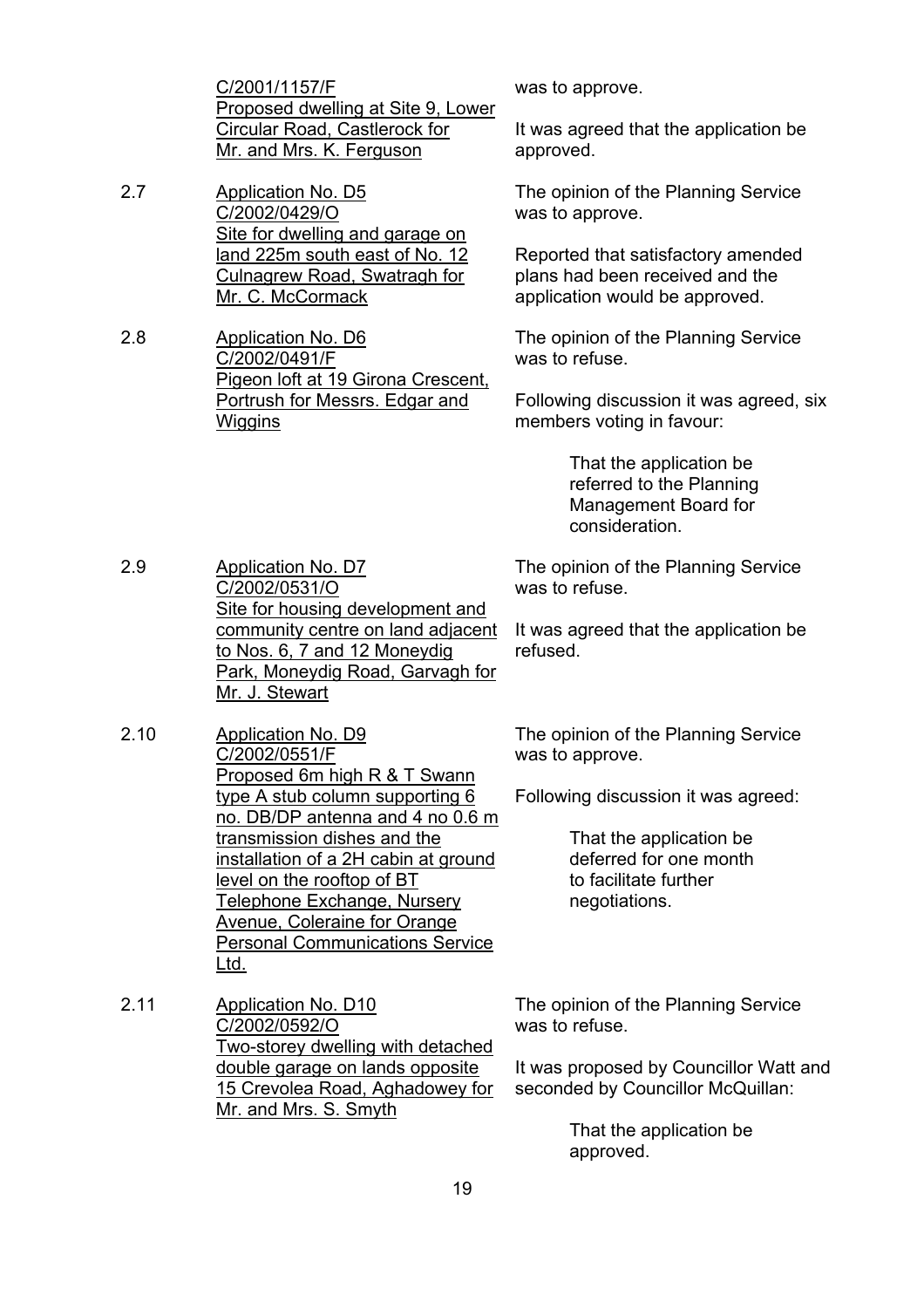| | | |
|---|---|---|
| | C/2001/1157/F<br>Proposed dwelling at Site 9, Lower Circular Road, Castlerock for Mr. and Mrs. K. Ferguson | was to approve.<br><br>It was agreed that the application be approved. |
| 2.7 | Application No. D5<br>C/2002/0429/O<br>Site for dwelling and garage on land 225m south east of No. 12 Culnagrew Road, Swatragh for Mr. C. McCormack | The opinion of the Planning Service was to approve.<br><br>Reported that satisfactory amended plans had been received and the application would be approved. |
| 2.8 | Application No. D6<br>C/2002/0491/F<br>Pigeon loft at 19 Girona Crescent, Portrush for Messrs. Edgar and Wiggins | The opinion of the Planning Service was to refuse.<br><br>Following discussion it was agreed, six members voting in favour:<br><br>That the application be referred to the Planning Management Board for consideration. |
| 2.9 | Application No. D7<br>C/2002/0531/O<br>Site for housing development and community centre on land adjacent to Nos. 6, 7 and 12 Moneydig Park, Moneydig Road, Garvagh for Mr. J. Stewart | The opinion of the Planning Service was to refuse.<br><br>It was agreed that the application be refused. |
| 2.10 | Application No. D9<br>C/2002/0551/F<br>Proposed 6m high R & T Swann type A stub column supporting 6 no. DB/DP antenna and 4 no 0.6 m transmission dishes and the installation of a 2H cabin at ground level on the rooftop of BT Telephone Exchange, Nursery Avenue, Coleraine for Orange Personal Communications Service Ltd. | The opinion of the Planning Service was to approve.<br><br>Following discussion it was agreed:<br><br>That the application be deferred for one month to facilitate further negotiations. |
| 2.11 | Application No. D10<br>C/2002/0592/O<br>Two-storey dwelling with detached double garage on lands opposite 15 Crevolea Road, Aghadowey for Mr. and Mrs. S. Smyth | The opinion of the Planning Service was to refuse.<br><br>It was proposed by Councillor Watt and seconded by Councillor McQuillan:<br><br>That the application be approved. |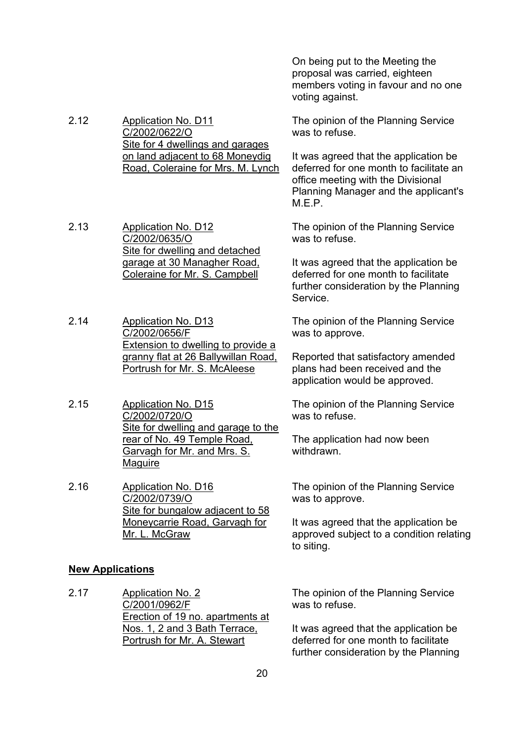On being put to the Meeting the proposal was carried, eighteen members voting in favour and no one voting against.

2.12 Application No. D11
C/2002/0622/O
Site for 4 dwellings and garages on land adjacent to 68 Moneydig Road, Coleraine for Mrs. M. Lynch

The opinion of the Planning Service was to refuse.

It was agreed that the application be deferred for one month to facilitate an office meeting with the Divisional Planning Manager and the applicant's M.E.P.

2.13 Application No. D12
C/2002/0635/O
Site for dwelling and detached garage at 30 Managher Road, Coleraine for Mr. S. Campbell

The opinion of the Planning Service was to refuse.

It was agreed that the application be deferred for one month to facilitate further consideration by the Planning Service.

2.14 Application No. D13
C/2002/0656/F
Extension to dwelling to provide a granny flat at 26 Ballywillan Road, Portrush for Mr. S. McAleese

The opinion of the Planning Service was to approve.

Reported that satisfactory amended plans had been received and the application would be approved.

2.15 Application No. D15
C/2002/0720/O
Site for dwelling and garage to the rear of No. 49 Temple Road, Garvagh for Mr. and Mrs. S. Maguire

The opinion of the Planning Service was to refuse.

The application had now been withdrawn.

2.16 Application No. D16
C/2002/0739/O
Site for bungalow adjacent to 58 Moneycarrie Road, Garvagh for Mr. L. McGraw

The opinion of the Planning Service was to approve.

It was agreed that the application be approved subject to a condition relating to siting.

**New Applications**

2.17 Application No. 2
C/2001/0962/F
Erection of 19 no. apartments at Nos. 1, 2 and 3 Bath Terrace, Portrush for Mr. A. Stewart

The opinion of the Planning Service was to refuse.

It was agreed that the application be deferred for one month to facilitate further consideration by the Planning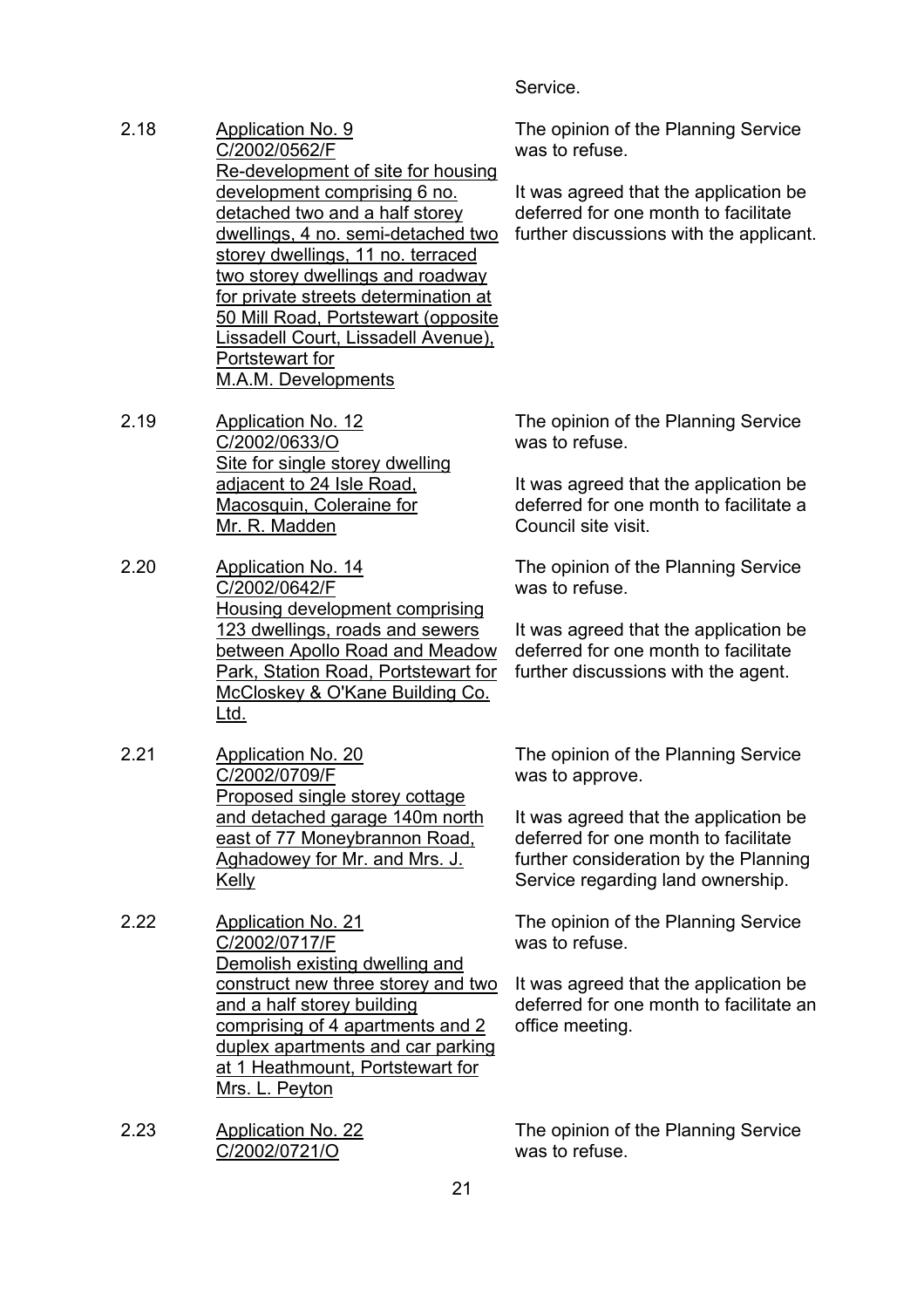Service.

| | | |
|---|---|---|
| 2.18 | Application No. 9<br>C/2002/0562/F<br>Re-development of site for housing development comprising 6 no. detached two and a half storey dwellings, 4 no. semi-detached two storey dwellings, 11 no. terraced two storey dwellings and roadway for private streets determination at 50 Mill Road, Portstewart (opposite Lissadell Court, Lissadell Avenue), Portstewart for M.A.M. Developments | The opinion of the Planning Service was to refuse.<br><br>It was agreed that the application be deferred for one month to facilitate further discussions with the applicant. |
| 2.19 | Application No. 12<br>C/2002/0633/O<br>Site for single storey dwelling adjacent to 24 Isle Road, Macosquin, Coleraine for Mr. R. Madden | The opinion of the Planning Service was to refuse.<br><br>It was agreed that the application be deferred for one month to facilitate a Council site visit. |
| 2.20 | Application No. 14<br>C/2002/0642/F<br>Housing development comprising 123 dwellings, roads and sewers between Apollo Road and Meadow Park, Station Road, Portstewart for McCloskey & O'Kane Building Co. Ltd. | The opinion of the Planning Service was to refuse.<br><br>It was agreed that the application be deferred for one month to facilitate further discussions with the agent. |
| 2.21 | Application No. 20<br>C/2002/0709/F<br>Proposed single storey cottage and detached garage 140m north east of 77 Moneybrannon Road, Aghadowey for Mr. and Mrs. J. Kelly | The opinion of the Planning Service was to approve.<br><br>It was agreed that the application be deferred for one month to facilitate further consideration by the Planning Service regarding land ownership. |
| 2.22 | Application No. 21<br>C/2002/0717/F<br>Demolish existing dwelling and construct new three storey and two and a half storey building comprising of 4 apartments and 2 duplex apartments and car parking at 1 Heathmount, Portstewart for Mrs. L. Peyton | The opinion of the Planning Service was to refuse.<br><br>It was agreed that the application be deferred for one month to facilitate an office meeting. |
| 2.23 | Application No. 22<br>C/2002/0721/O | The opinion of the Planning Service was to refuse. |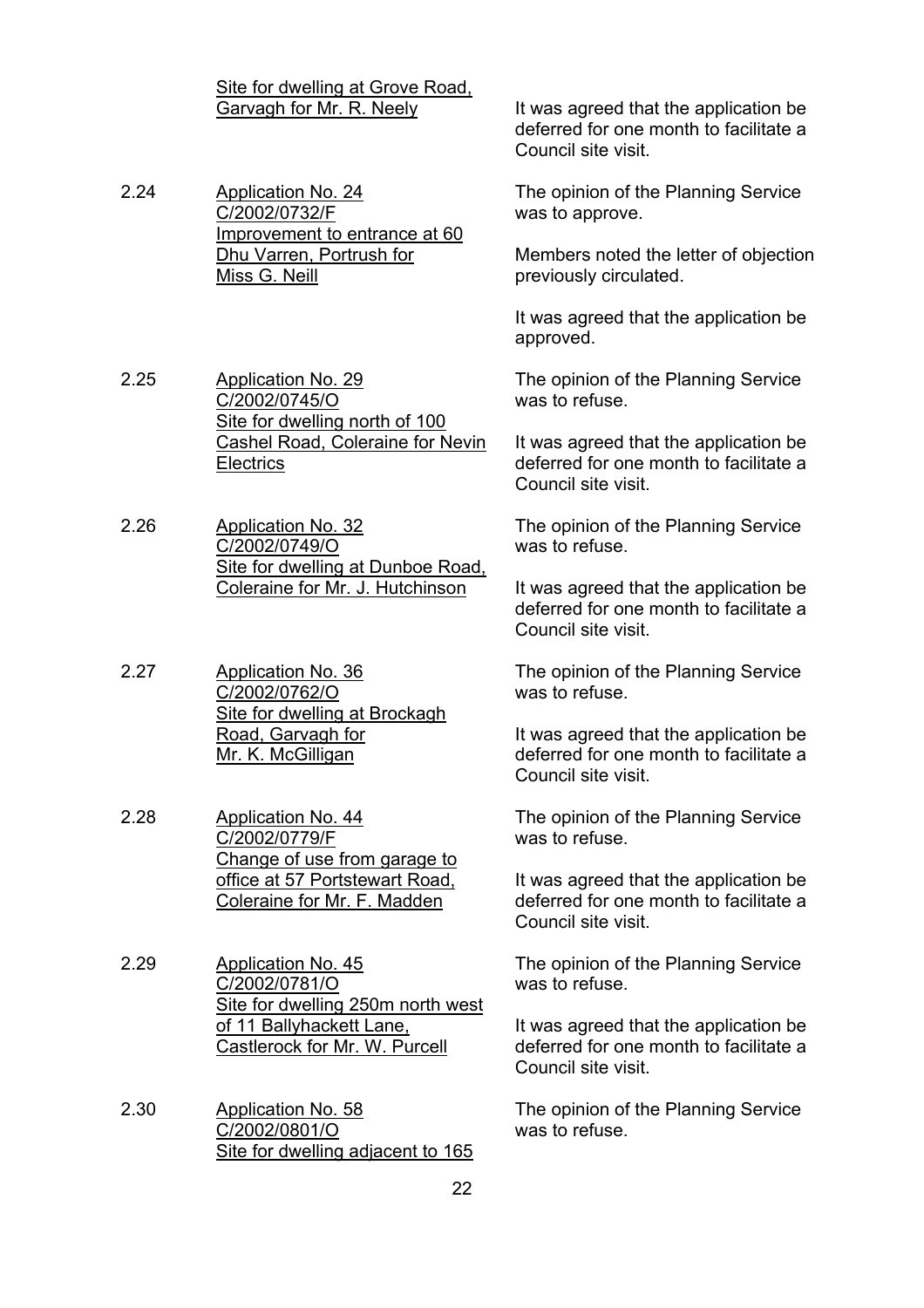| | | |
|---|---|---|
| | <u>Site for dwelling at Grove Road, Garvagh for Mr. R. Neely</u> | It was agreed that the application be deferred for one month to facilitate a Council site visit. |
| 2.24 | <u>Application No. 24</u><br><u>C/2002/0732/F</u><br><u>Improvement to entrance at 60 Dhu Varren, Portrush for Miss G. Neill</u> | The opinion of the Planning Service was to approve.<br><br>Members noted the letter of objection previously circulated.<br><br>It was agreed that the application be approved. |
| 2.25 | <u>Application No. 29</u><br><u>C/2002/0745/O</u><br><u>Site for dwelling north of 100 Cashel Road, Coleraine for Nevin Electrics</u> | The opinion of the Planning Service was to refuse.<br><br>It was agreed that the application be deferred for one month to facilitate a Council site visit. |
| 2.26 | <u>Application No. 32</u><br><u>C/2002/0749/O</u><br><u>Site for dwelling at Dunboe Road, Coleraine for Mr. J. Hutchinson</u> | The opinion of the Planning Service was to refuse.<br><br>It was agreed that the application be deferred for one month to facilitate a Council site visit. |
| 2.27 | <u>Application No. 36</u><br><u>C/2002/0762/O</u><br><u>Site for dwelling at Brockagh Road, Garvagh for Mr. K. McGilligan</u> | The opinion of the Planning Service was to refuse.<br><br>It was agreed that the application be deferred for one month to facilitate a Council site visit. |
| 2.28 | <u>Application No. 44</u><br><u>C/2002/0779/F</u><br><u>Change of use from garage to office at 57 Portstewart Road, Coleraine for Mr. F. Madden</u> | The opinion of the Planning Service was to refuse.<br><br>It was agreed that the application be deferred for one month to facilitate a Council site visit. |
| 2.29 | <u>Application No. 45</u><br><u>C/2002/0781/O</u><br><u>Site for dwelling 250m north west of 11 Ballyhackett Lane, Castlerock for Mr. W. Purcell</u> | The opinion of the Planning Service was to refuse.<br><br>It was agreed that the application be deferred for one month to facilitate a Council site visit. |
| 2.30 | <u>Application No. 58</u><br><u>C/2002/0801/O</u><br><u>Site for dwelling adjacent to 165</u> | The opinion of the Planning Service was to refuse. |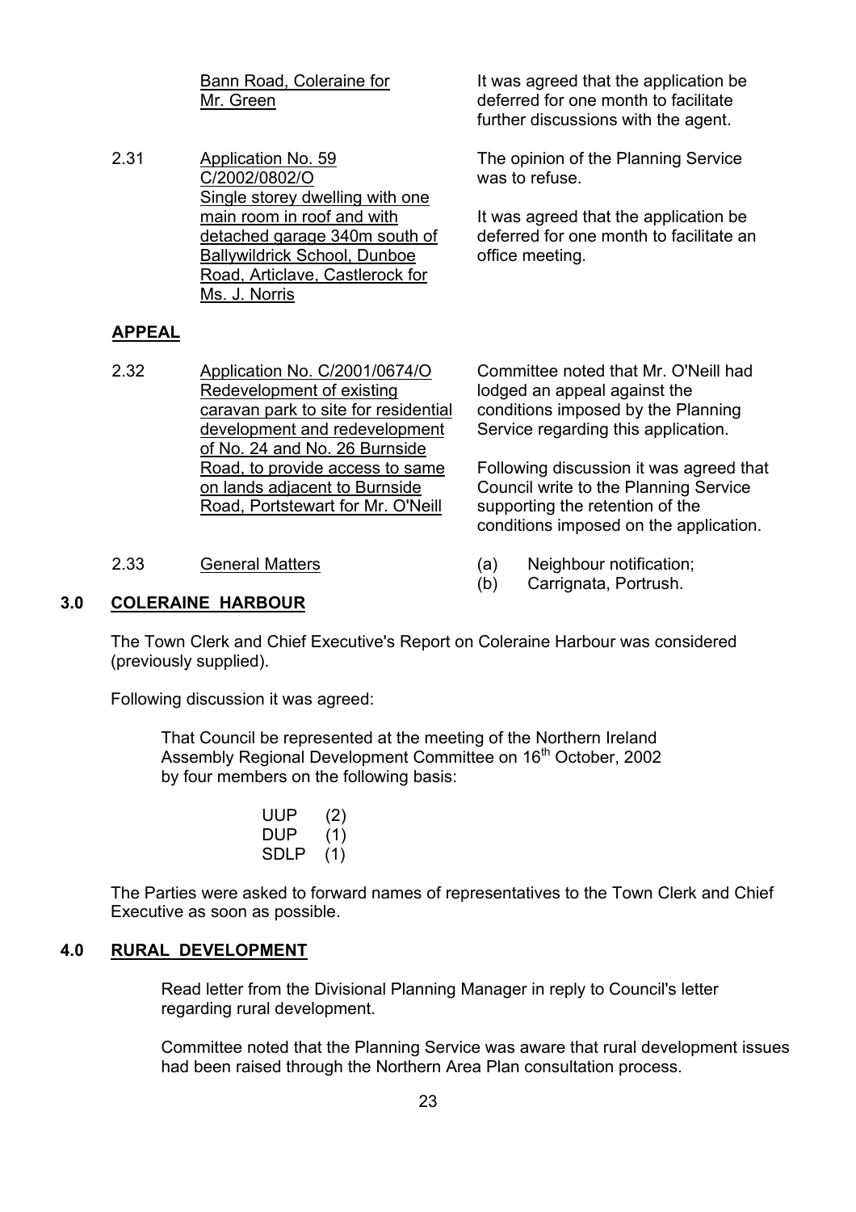Bann Road, Coleraine for Mr. Green

It was agreed that the application be deferred for one month to facilitate further discussions with the agent.

2.31 Application No. 59 C/2002/0802/O Single storey dwelling with one main room in roof and with detached garage 340m south of Ballywildrick School, Dunboe Road, Articlave, Castlerock for Ms. J. Norris

The opinion of the Planning Service was to refuse.

It was agreed that the application be deferred for one month to facilitate an office meeting.

**APPEAL**

2.32 Application No. C/2001/0674/O Redevelopment of existing caravan park to site for residential development and redevelopment of No. 24 and No. 26 Burnside Road, to provide access to same on lands adjacent to Burnside Road, Portstewart for Mr. O'Neill

Committee noted that Mr. O'Neill had lodged an appeal against the conditions imposed by the Planning Service regarding this application.

Following discussion it was agreed that Council write to the Planning Service supporting the retention of the conditions imposed on the application.

2.33 General Matters

(a) Neighbour notification;
(b) Carrignata, Portrush.

## 3.0 COLERAINE HARBOUR

The Town Clerk and Chief Executive's Report on Coleraine Harbour was considered (previously supplied).

Following discussion it was agreed:

That Council be represented at the meeting of the Northern Ireland Assembly Regional Development Committee on 16th October, 2002 by four members on the following basis:

UUP (2)
DUP (1)
SDLP (1)

The Parties were asked to forward names of representatives to the Town Clerk and Chief Executive as soon as possible.

## 4.0 RURAL DEVELOPMENT

Read letter from the Divisional Planning Manager in reply to Council's letter regarding rural development.

Committee noted that the Planning Service was aware that rural development issues had been raised through the Northern Area Plan consultation process.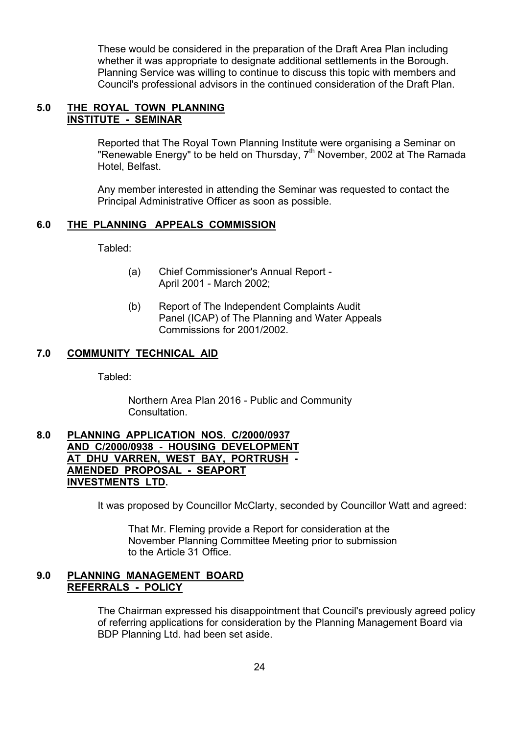These would be considered in the preparation of the Draft Area Plan including whether it was appropriate to designate additional settlements in the Borough. Planning Service was willing to continue to discuss this topic with members and Council's professional advisors in the continued consideration of the Draft Plan.

## 5.0 THE ROYAL TOWN PLANNING INSTITUTE - SEMINAR

Reported that The Royal Town Planning Institute were organising a Seminar on "Renewable Energy" to be held on Thursday, 7th November, 2002 at The Ramada Hotel, Belfast.

Any member interested in attending the Seminar was requested to contact the Principal Administrative Officer as soon as possible.

## 6.0 THE PLANNING APPEALS COMMISSION

Tabled:

(a) Chief Commissioner's Annual Report - April 2001 - March 2002;

(b) Report of The Independent Complaints Audit Panel (ICAP) of The Planning and Water Appeals Commissions for 2001/2002.

## 7.0 COMMUNITY TECHNICAL AID

Tabled:

Northern Area Plan 2016 - Public and Community Consultation.

## 8.0 PLANNING APPLICATION NOS. C/2000/0937 AND C/2000/0938 - HOUSING DEVELOPMENT AT DHU VARREN, WEST BAY, PORTRUSH - AMENDED PROPOSAL - SEAPORT INVESTMENTS LTD.

It was proposed by Councillor McClarty, seconded by Councillor Watt and agreed:

That Mr. Fleming provide a Report for consideration at the November Planning Committee Meeting prior to submission to the Article 31 Office.

## 9.0 PLANNING MANAGEMENT BOARD REFERRALS - POLICY

The Chairman expressed his disappointment that Council's previously agreed policy of referring applications for consideration by the Planning Management Board via BDP Planning Ltd. had been set aside.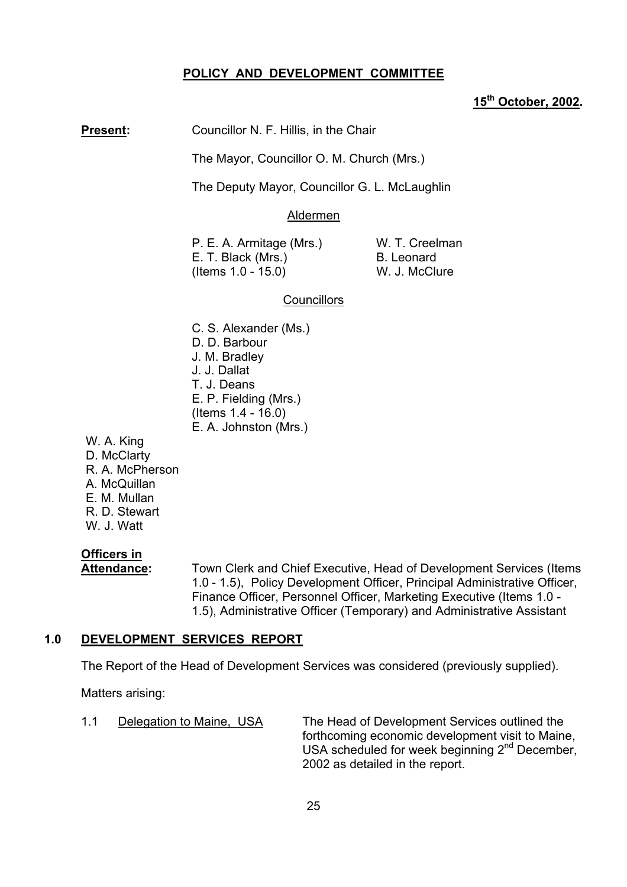# POLICY AND DEVELOPMENT COMMITTEE

**15th October, 2002.**

**Present:** Councillor N. F. Hillis, in the Chair

The Mayor, Councillor O. M. Church (Mrs.)

The Deputy Mayor, Councillor G. L. McLaughlin

Aldermen

P. E. A. Armitage (Mrs.)
E. T. Black (Mrs.)
(Items 1.0 - 15.0)
W. T. Creelman
B. Leonard
W. J. McClure

Councillors

C. S. Alexander (Ms.)
D. D. Barbour
J. M. Bradley
J. J. Dallat
T. J. Deans
E. P. Fielding (Mrs.)
(Items 1.4 - 16.0)
E. A. Johnston (Mrs.)
W. A. King
D. McClarty
R. A. McPherson
A. McQuillan
E. M. Mullan
R. D. Stewart
W. J. Watt

**Officers in Attendance:** Town Clerk and Chief Executive, Head of Development Services (Items 1.0 - 1.5), Policy Development Officer, Principal Administrative Officer, Finance Officer, Personnel Officer, Marketing Executive (Items 1.0 - 1.5), Administrative Officer (Temporary) and Administrative Assistant

## 1.0 DEVELOPMENT SERVICES REPORT

The Report of the Head of Development Services was considered (previously supplied).

Matters arising:

1.1 Delegation to Maine, USA — The Head of Development Services outlined the forthcoming economic development visit to Maine, USA scheduled for week beginning 2nd December, 2002 as detailed in the report.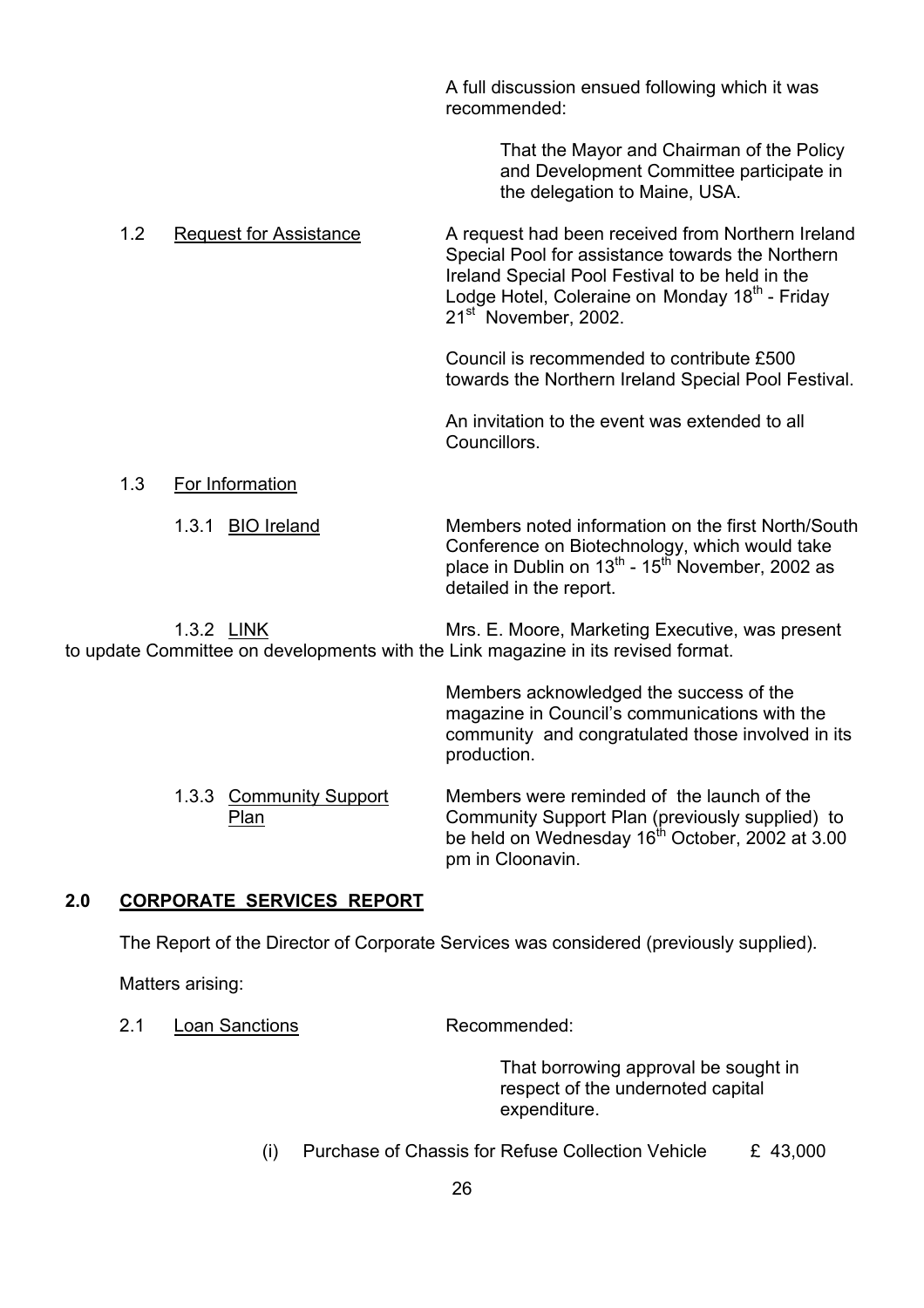A full discussion ensued following which it was recommended:

> That the Mayor and Chairman of the Policy and Development Committee participate in the delegation to Maine, USA.

1.2 Request for Assistance

A request had been received from Northern Ireland Special Pool for assistance towards the Northern Ireland Special Pool Festival to be held in the Lodge Hotel, Coleraine on Monday 18th - Friday 21st November, 2002.

Council is recommended to contribute £500 towards the Northern Ireland Special Pool Festival.

An invitation to the event was extended to all Councillors.

1.3 For Information

1.3.1 BIO Ireland

Members noted information on the first North/South Conference on Biotechnology, which would take place in Dublin on 13th - 15th November, 2002 as detailed in the report.

1.3.2 LINK

Mrs. E. Moore, Marketing Executive, was present to update Committee on developments with the Link magazine in its revised format.

Members acknowledged the success of the magazine in Council's communications with the community and congratulated those involved in its production.

1.3.3 Community Support Plan

Members were reminded of the launch of the Community Support Plan (previously supplied) to be held on Wednesday 16th October, 2002 at 3.00 pm in Cloonavin.

## 2.0 CORPORATE SERVICES REPORT

The Report of the Director of Corporate Services was considered (previously supplied).

Matters arising:

2.1 Loan Sanctions

Recommended:

> That borrowing approval be sought in respect of the undernoted capital expenditure.

(i) Purchase of Chassis for Refuse Collection Vehicle £ 43,000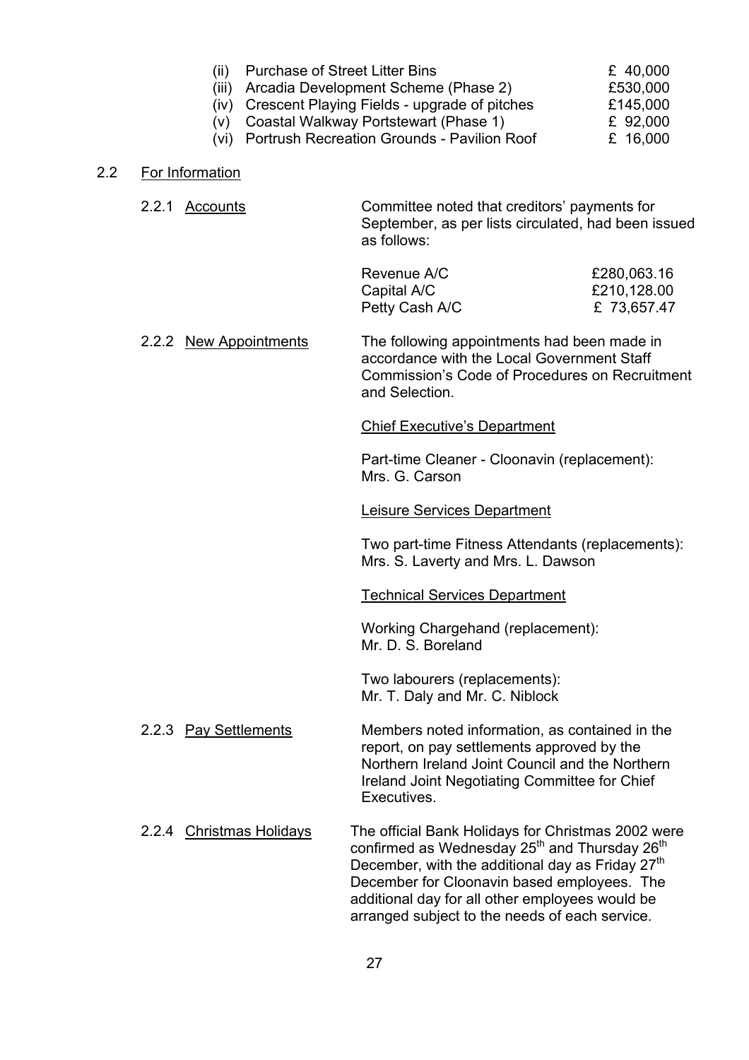(ii) Purchase of Street Litter Bins £ 40,000
(iii) Arcadia Development Scheme (Phase 2) £530,000
(iv) Crescent Playing Fields - upgrade of pitches £145,000
(v) Coastal Walkway Portstewart (Phase 1) £ 92,000
(vi) Portrush Recreation Grounds - Pavilion Roof £ 16,000

2.2 For Information

2.2.1 Accounts

Committee noted that creditors' payments for September, as per lists circulated, had been issued as follows:

| | |
|---|---|
| Revenue A/C | £280,063.16 |
| Capital A/C | £210,128.00 |
| Petty Cash A/C | £ 73,657.47 |

2.2.2 New Appointments

The following appointments had been made in accordance with the Local Government Staff Commission's Code of Procedures on Recruitment and Selection.

Chief Executive's Department

Part-time Cleaner - Cloonavin (replacement):
Mrs. G. Carson

Leisure Services Department

Two part-time Fitness Attendants (replacements):
Mrs. S. Laverty and Mrs. L. Dawson

Technical Services Department

Working Chargehand (replacement):
Mr. D. S. Boreland

Two labourers (replacements):
Mr. T. Daly and Mr. C. Niblock

2.2.3 Pay Settlements

Members noted information, as contained in the report, on pay settlements approved by the Northern Ireland Joint Council and the Northern Ireland Joint Negotiating Committee for Chief Executives.

2.2.4 Christmas Holidays

The official Bank Holidays for Christmas 2002 were confirmed as Wednesday 25th and Thursday 26th December, with the additional day as Friday 27th December for Cloonavin based employees. The additional day for all other employees would be arranged subject to the needs of each service.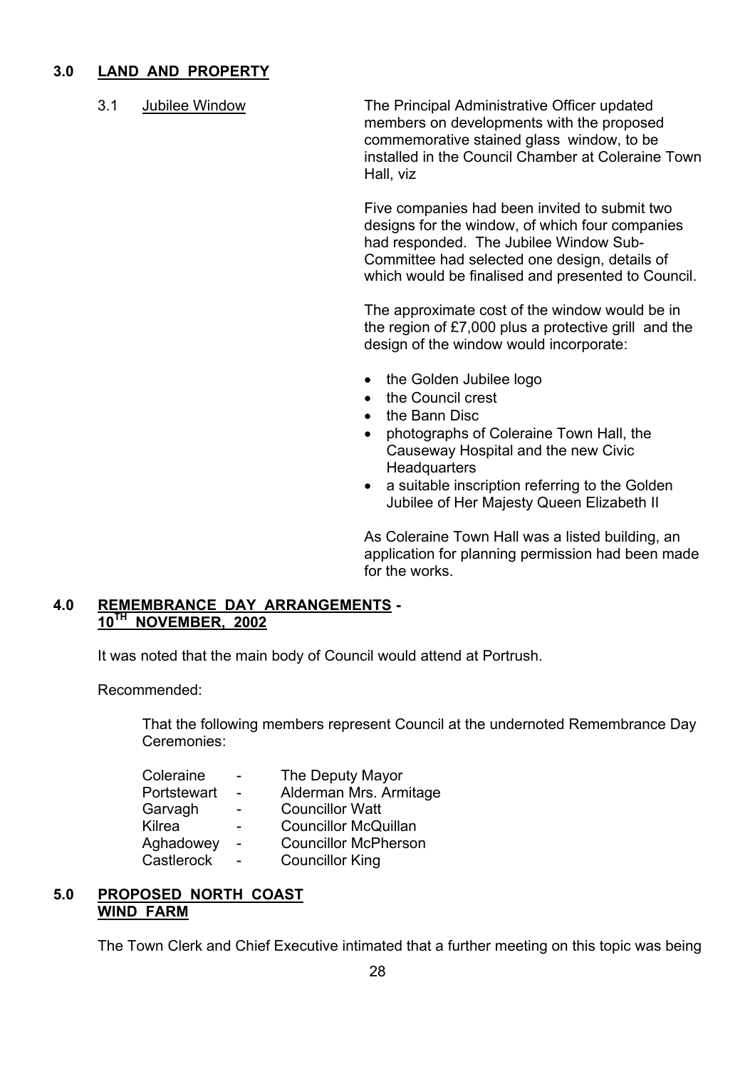## 3.0 LAND AND PROPERTY

3.1 Jubilee Window

The Principal Administrative Officer updated members on developments with the proposed commemorative stained glass window, to be installed in the Council Chamber at Coleraine Town Hall, viz

Five companies had been invited to submit two designs for the window, of which four companies had responded. The Jubilee Window Sub-Committee had selected one design, details of which would be finalised and presented to Council.

The approximate cost of the window would be in the region of £7,000 plus a protective grill and the design of the window would incorporate:

- the Golden Jubilee logo
- the Council crest
- the Bann Disc
- photographs of Coleraine Town Hall, the Causeway Hospital and the new Civic Headquarters
- a suitable inscription referring to the Golden Jubilee of Her Majesty Queen Elizabeth II

As Coleraine Town Hall was a listed building, an application for planning permission had been made for the works.

## 4.0 REMEMBRANCE DAY ARRANGEMENTS - 10TH NOVEMBER, 2002

It was noted that the main body of Council would attend at Portrush.

Recommended:

That the following members represent Council at the undernoted Remembrance Day Ceremonies:

Coleraine - The Deputy Mayor
Portstewart - Alderman Mrs. Armitage
Garvagh - Councillor Watt
Kilrea - Councillor McQuillan
Aghadowey - Councillor McPherson
Castlerock - Councillor King

## 5.0 PROPOSED NORTH COAST WIND FARM

The Town Clerk and Chief Executive intimated that a further meeting on this topic was being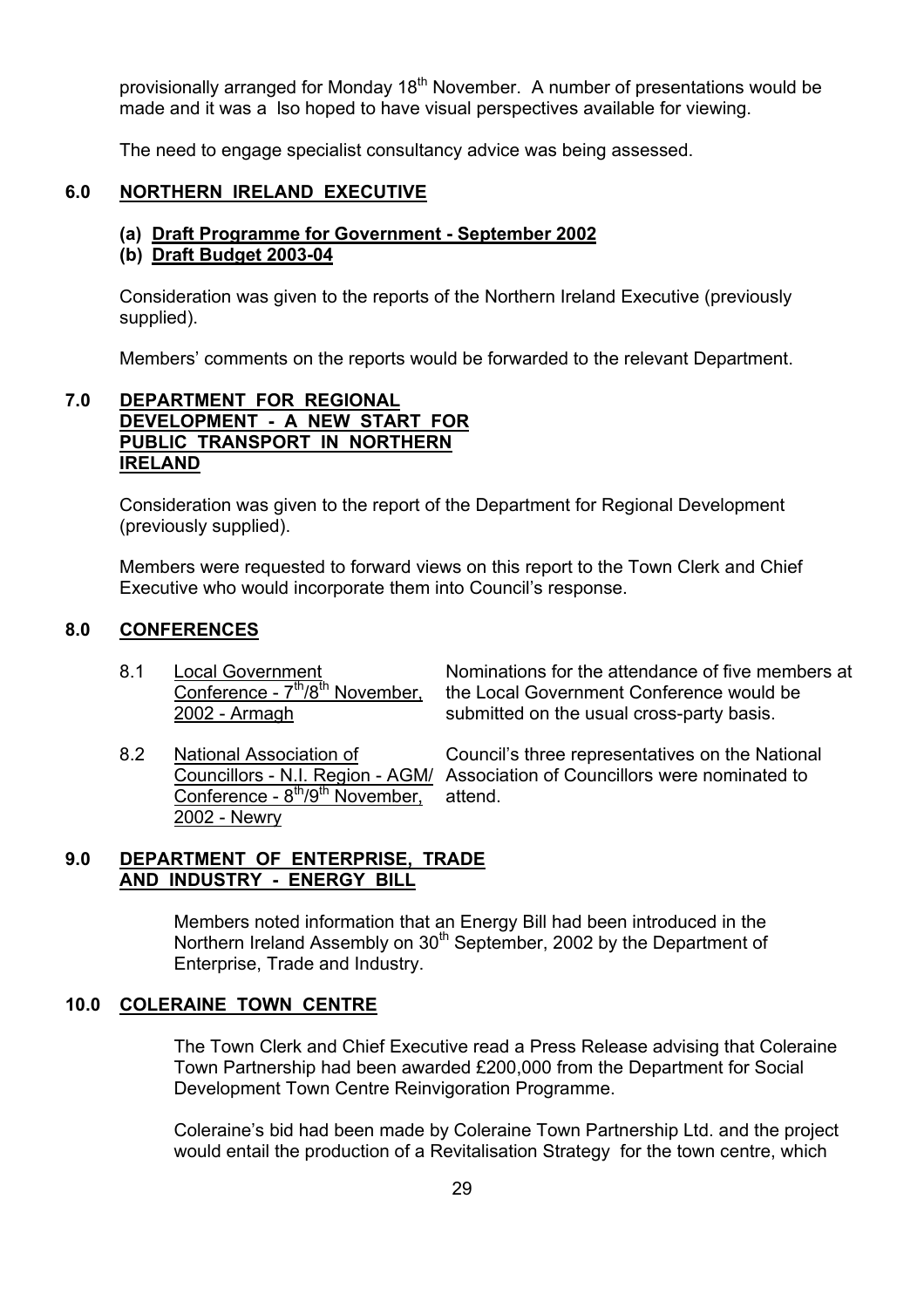provisionally arranged for Monday 18th November. A number of presentations would be made and it was a lso hoped to have visual perspectives available for viewing.

The need to engage specialist consultancy advice was being assessed.

## 6.0 NORTHERN IRELAND EXECUTIVE

**(a) Draft Programme for Government - September 2002**
**(b) Draft Budget 2003-04**

Consideration was given to the reports of the Northern Ireland Executive (previously supplied).

Members' comments on the reports would be forwarded to the relevant Department.

## 7.0 DEPARTMENT FOR REGIONAL DEVELOPMENT - A NEW START FOR PUBLIC TRANSPORT IN NORTHERN IRELAND

Consideration was given to the report of the Department for Regional Development (previously supplied).

Members were requested to forward views on this report to the Town Clerk and Chief Executive who would incorporate them into Council's response.

## 8.0 CONFERENCES

| | | |
|---|---|---|
| 8.1 | Local Government Conference - 7th/8th November, 2002 - Armagh | Nominations for the attendance of five members at the Local Government Conference would be submitted on the usual cross-party basis. |
| 8.2 | National Association of Councillors - N.I. Region - AGM/ Conference - 8th/9th November, 2002 - Newry | Council's three representatives on the National Association of Councillors were nominated to attend. |

## 9.0 DEPARTMENT OF ENTERPRISE, TRADE AND INDUSTRY - ENERGY BILL

Members noted information that an Energy Bill had been introduced in the Northern Ireland Assembly on 30th September, 2002 by the Department of Enterprise, Trade and Industry.

## 10.0 COLERAINE TOWN CENTRE

The Town Clerk and Chief Executive read a Press Release advising that Coleraine Town Partnership had been awarded £200,000 from the Department for Social Development Town Centre Reinvigoration Programme.

Coleraine's bid had been made by Coleraine Town Partnership Ltd. and the project would entail the production of a Revitalisation Strategy for the town centre, which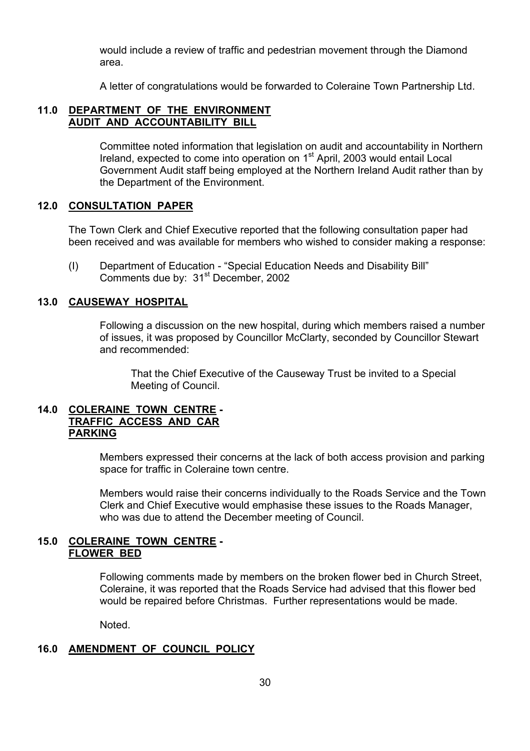would include a review of traffic and pedestrian movement through the Diamond area.

A letter of congratulations would be forwarded to Coleraine Town Partnership Ltd.

## 11.0 DEPARTMENT OF THE ENVIRONMENT AUDIT AND ACCOUNTABILITY BILL

Committee noted information that legislation on audit and accountability in Northern Ireland, expected to come into operation on 1st April, 2003 would entail Local Government Audit staff being employed at the Northern Ireland Audit rather than by the Department of the Environment.

## 12.0 CONSULTATION PAPER

The Town Clerk and Chief Executive reported that the following consultation paper had been received and was available for members who wished to consider making a response:

(I) Department of Education - "Special Education Needs and Disability Bill"
Comments due by: 31st December, 2002

## 13.0 CAUSEWAY HOSPITAL

Following a discussion on the new hospital, during which members raised a number of issues, it was proposed by Councillor McClarty, seconded by Councillor Stewart and recommended:

> That the Chief Executive of the Causeway Trust be invited to a Special Meeting of Council.

## 14.0 COLERAINE TOWN CENTRE - TRAFFIC ACCESS AND CAR PARKING

Members expressed their concerns at the lack of both access provision and parking space for traffic in Coleraine town centre.

Members would raise their concerns individually to the Roads Service and the Town Clerk and Chief Executive would emphasise these issues to the Roads Manager, who was due to attend the December meeting of Council.

## 15.0 COLERAINE TOWN CENTRE - FLOWER BED

Following comments made by members on the broken flower bed in Church Street, Coleraine, it was reported that the Roads Service had advised that this flower bed would be repaired before Christmas. Further representations would be made.

Noted.

## 16.0 AMENDMENT OF COUNCIL POLICY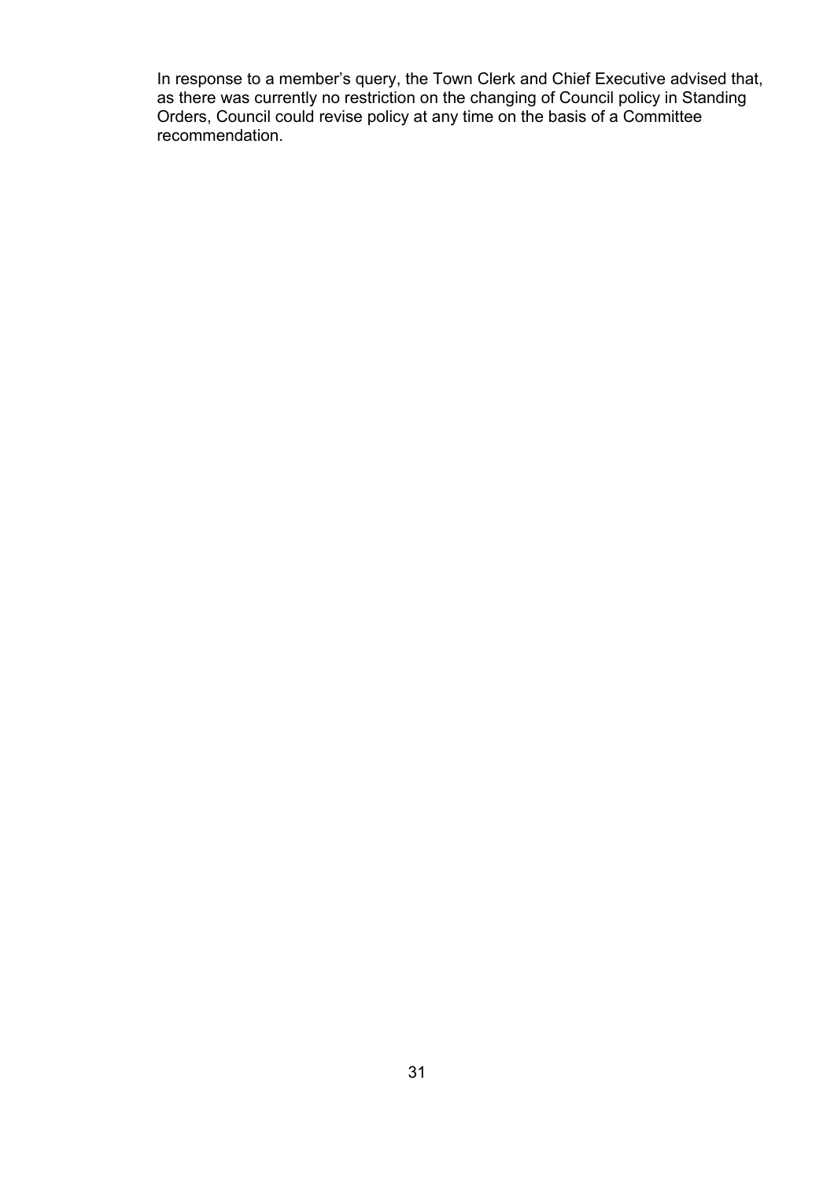In response to a member's query, the Town Clerk and Chief Executive advised that, as there was currently no restriction on the changing of Council policy in Standing Orders, Council could revise policy at any time on the basis of a Committee recommendation.